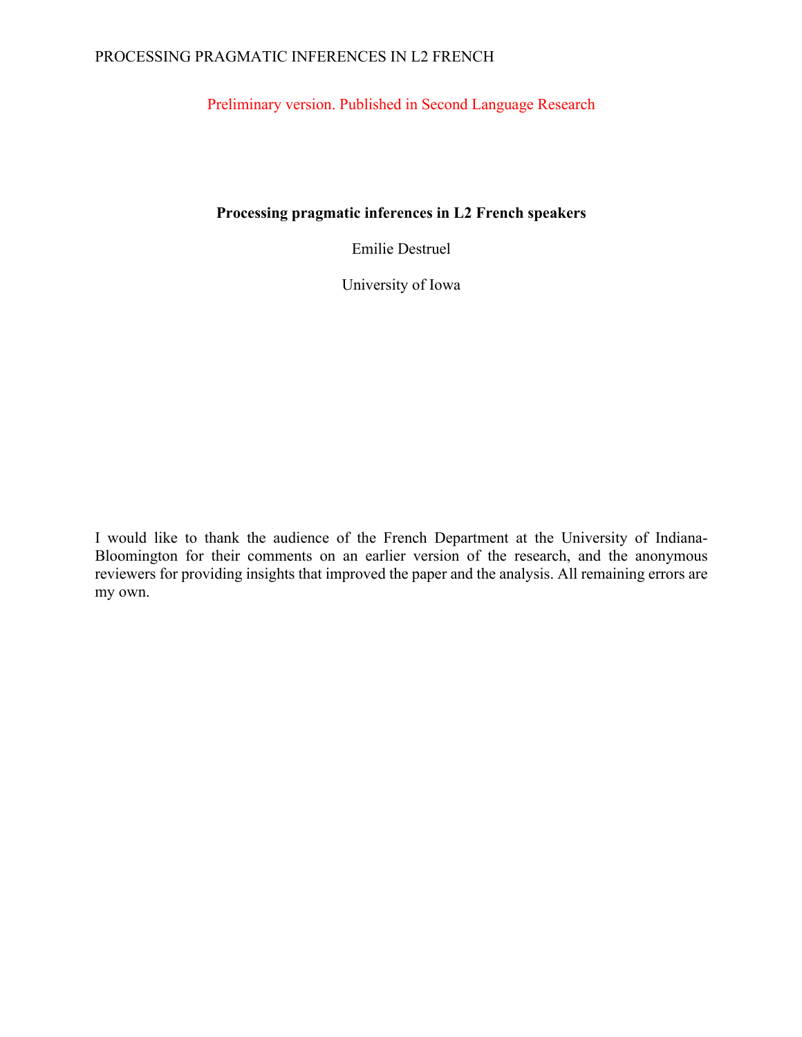Preliminary version. Published in Second Language Research

**Processing pragmatic inferences in L2 French speakers**

Emilie Destruel

University of Iowa

I would like to thank the audience of the French Department at the University of Indiana-Bloomington for their comments on an earlier version of the research, and the anonymous reviewers for providing insights that improved the paper and the analysis. All remaining errors are my own.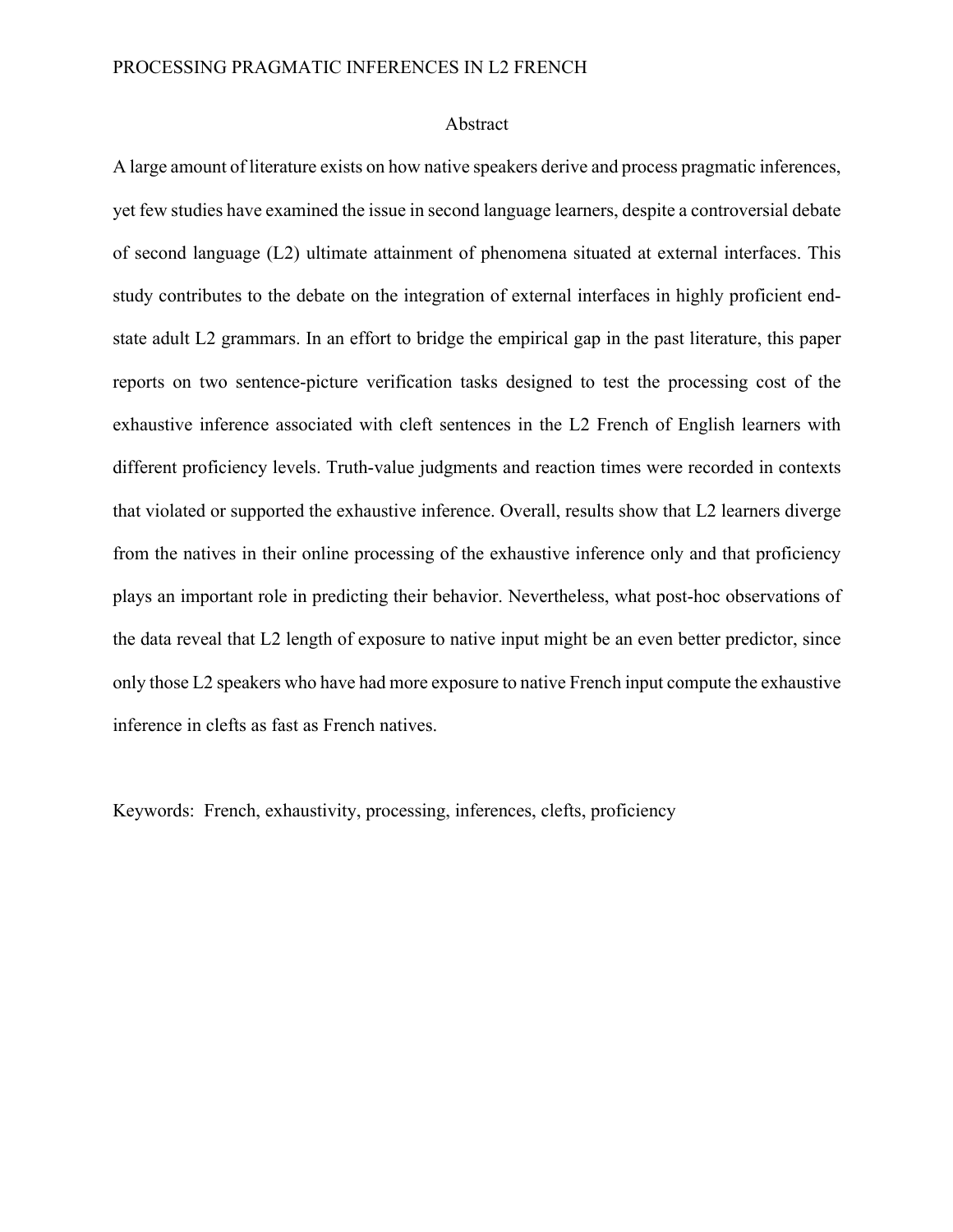# Abstract

A large amount of literature exists on how native speakers derive and process pragmatic inferences, yet few studies have examined the issue in second language learners, despite a controversial debate of second language (L2) ultimate attainment of phenomena situated at external interfaces. This study contributes to the debate on the integration of external interfaces in highly proficient end-state adult L2 grammars. In an effort to bridge the empirical gap in the past literature, this paper reports on two sentence-picture verification tasks designed to test the processing cost of the exhaustive inference associated with cleft sentences in the L2 French of English learners with different proficiency levels. Truth-value judgments and reaction times were recorded in contexts that violated or supported the exhaustive inference. Overall, results show that L2 learners diverge from the natives in their online processing of the exhaustive inference only and that proficiency plays an important role in predicting their behavior. Nevertheless, what post-hoc observations of the data reveal that L2 length of exposure to native input might be an even better predictor, since only those L2 speakers who have had more exposure to native French input compute the exhaustive inference in clefts as fast as French natives.

Keywords: French, exhaustivity, processing, inferences, clefts, proficiency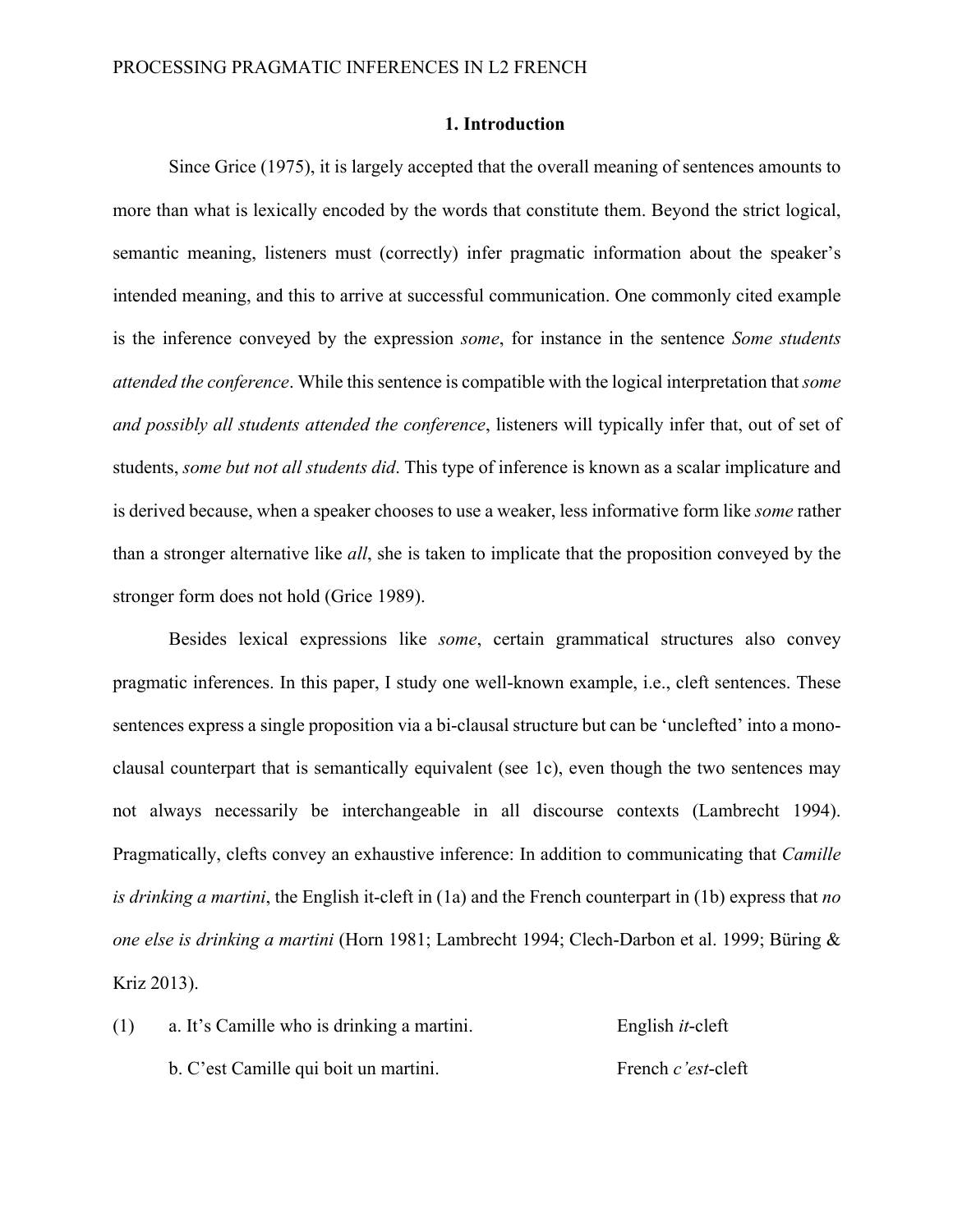## 1. Introduction

Since Grice (1975), it is largely accepted that the overall meaning of sentences amounts to more than what is lexically encoded by the words that constitute them. Beyond the strict logical, semantic meaning, listeners must (correctly) infer pragmatic information about the speaker's intended meaning, and this to arrive at successful communication. One commonly cited example is the inference conveyed by the expression *some*, for instance in the sentence *Some students attended the conference*. While this sentence is compatible with the logical interpretation that *some and possibly all students attended the conference*, listeners will typically infer that, out of set of students, *some but not all students did*. This type of inference is known as a scalar implicature and is derived because, when a speaker chooses to use a weaker, less informative form like *some* rather than a stronger alternative like *all*, she is taken to implicate that the proposition conveyed by the stronger form does not hold (Grice 1989).

Besides lexical expressions like *some*, certain grammatical structures also convey pragmatic inferences. In this paper, I study one well-known example, i.e., cleft sentences. These sentences express a single proposition via a bi-clausal structure but can be 'unclefted' into a mono-clausal counterpart that is semantically equivalent (see 1c), even though the two sentences may not always necessarily be interchangeable in all discourse contexts (Lambrecht 1994). Pragmatically, clefts convey an exhaustive inference: In addition to communicating that *Camille is drinking a martini*, the English it-cleft in (1a) and the French counterpart in (1b) express that *no one else is drinking a martini* (Horn 1981; Lambrecht 1994; Clech-Darbon et al. 1999; Büring & Kriz 2013).

(1) a. It's Camille who is drinking a martini. — English *it*-cleft

b. C'est Camille qui boit un martini. — French *c'est*-cleft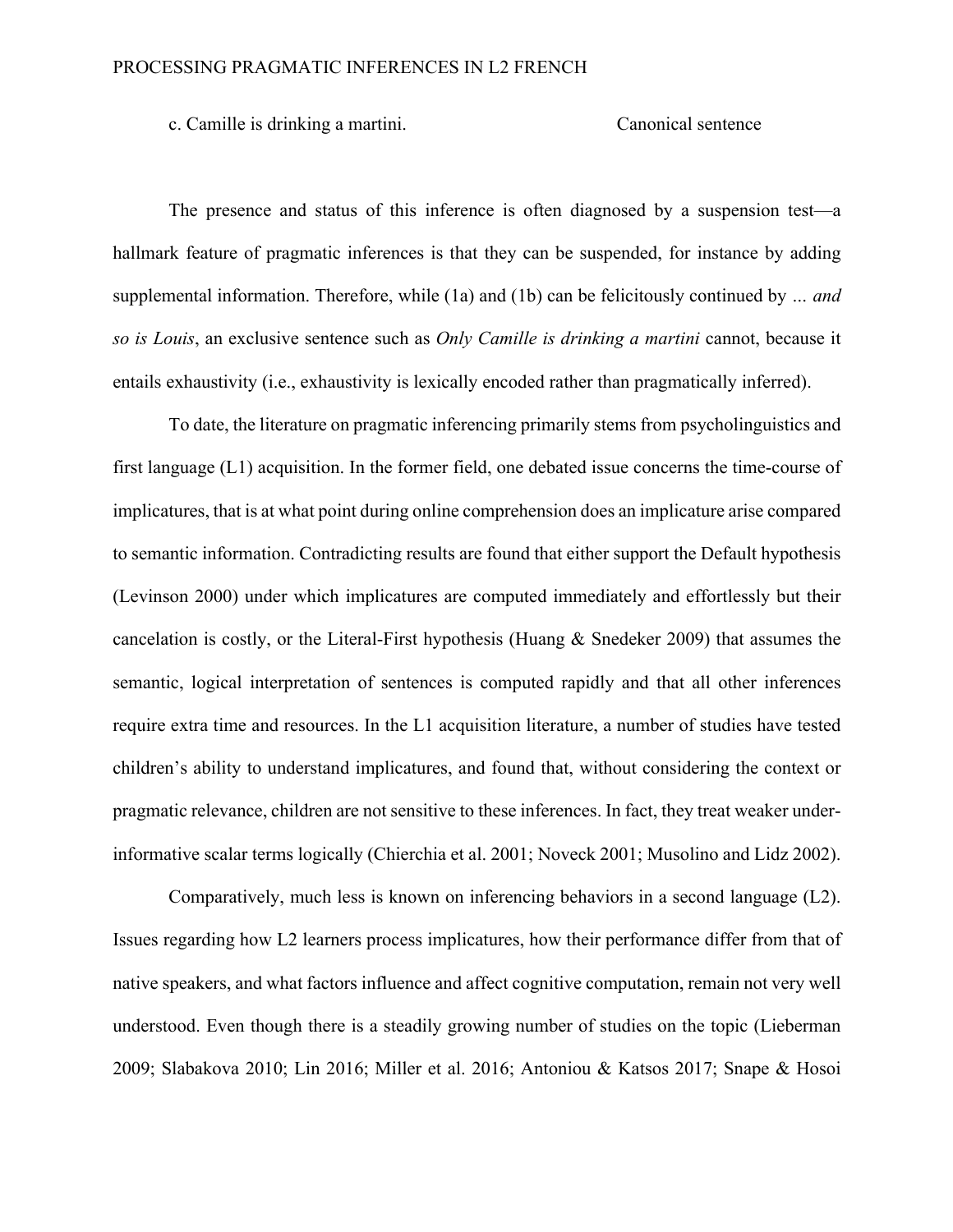c. Camille is drinking a martini.                    Canonical sentence

The presence and status of this inference is often diagnosed by a suspension test—a hallmark feature of pragmatic inferences is that they can be suspended, for instance by adding supplemental information. Therefore, while (1a) and (1b) can be felicitously continued by *… and so is Louis*, an exclusive sentence such as *Only Camille is drinking a martini* cannot, because it entails exhaustivity (i.e., exhaustivity is lexically encoded rather than pragmatically inferred).

To date, the literature on pragmatic inferencing primarily stems from psycholinguistics and first language (L1) acquisition. In the former field, one debated issue concerns the time-course of implicatures, that is at what point during online comprehension does an implicature arise compared to semantic information. Contradicting results are found that either support the Default hypothesis (Levinson 2000) under which implicatures are computed immediately and effortlessly but their cancelation is costly, or the Literal-First hypothesis (Huang & Snedeker 2009) that assumes the semantic, logical interpretation of sentences is computed rapidly and that all other inferences require extra time and resources. In the L1 acquisition literature, a number of studies have tested children's ability to understand implicatures, and found that, without considering the context or pragmatic relevance, children are not sensitive to these inferences. In fact, they treat weaker under-informative scalar terms logically (Chierchia et al. 2001; Noveck 2001; Musolino and Lidz 2002).

Comparatively, much less is known on inferencing behaviors in a second language (L2). Issues regarding how L2 learners process implicatures, how their performance differ from that of native speakers, and what factors influence and affect cognitive computation, remain not very well understood. Even though there is a steadily growing number of studies on the topic (Lieberman 2009; Slabakova 2010; Lin 2016; Miller et al. 2016; Antoniou & Katsos 2017; Snape & Hosoi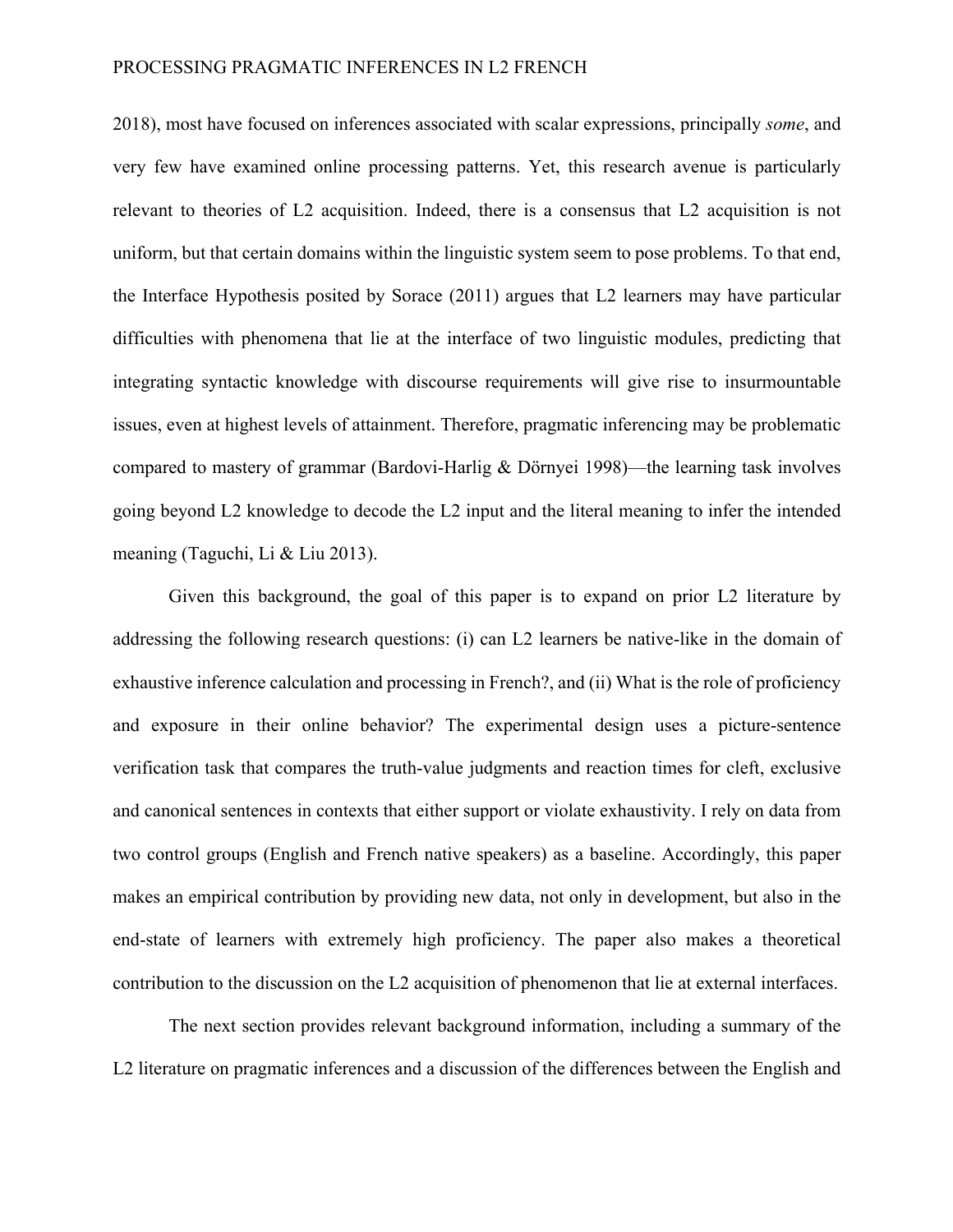2018), most have focused on inferences associated with scalar expressions, principally *some*, and very few have examined online processing patterns. Yet, this research avenue is particularly relevant to theories of L2 acquisition. Indeed, there is a consensus that L2 acquisition is not uniform, but that certain domains within the linguistic system seem to pose problems. To that end, the Interface Hypothesis posited by Sorace (2011) argues that L2 learners may have particular difficulties with phenomena that lie at the interface of two linguistic modules, predicting that integrating syntactic knowledge with discourse requirements will give rise to insurmountable issues, even at highest levels of attainment. Therefore, pragmatic inferencing may be problematic compared to mastery of grammar (Bardovi-Harlig & Dörnyei 1998)—the learning task involves going beyond L2 knowledge to decode the L2 input and the literal meaning to infer the intended meaning (Taguchi, Li & Liu 2013).

Given this background, the goal of this paper is to expand on prior L2 literature by addressing the following research questions: (i) can L2 learners be native-like in the domain of exhaustive inference calculation and processing in French?, and (ii) What is the role of proficiency and exposure in their online behavior? The experimental design uses a picture-sentence verification task that compares the truth-value judgments and reaction times for cleft, exclusive and canonical sentences in contexts that either support or violate exhaustivity. I rely on data from two control groups (English and French native speakers) as a baseline. Accordingly, this paper makes an empirical contribution by providing new data, not only in development, but also in the end-state of learners with extremely high proficiency. The paper also makes a theoretical contribution to the discussion on the L2 acquisition of phenomenon that lie at external interfaces.

The next section provides relevant background information, including a summary of the L2 literature on pragmatic inferences and a discussion of the differences between the English and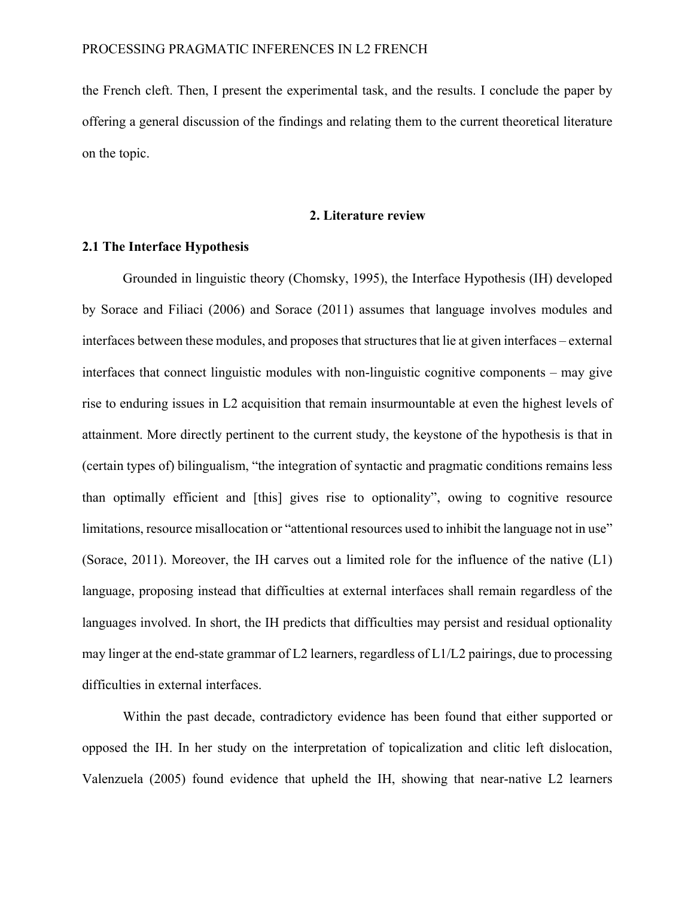the French cleft. Then, I present the experimental task, and the results. I conclude the paper by offering a general discussion of the findings and relating them to the current theoretical literature on the topic.

## 2. Literature review

### 2.1 The Interface Hypothesis

Grounded in linguistic theory (Chomsky, 1995), the Interface Hypothesis (IH) developed by Sorace and Filiaci (2006) and Sorace (2011) assumes that language involves modules and interfaces between these modules, and proposes that structures that lie at given interfaces – external interfaces that connect linguistic modules with non-linguistic cognitive components – may give rise to enduring issues in L2 acquisition that remain insurmountable at even the highest levels of attainment. More directly pertinent to the current study, the keystone of the hypothesis is that in (certain types of) bilingualism, "the integration of syntactic and pragmatic conditions remains less than optimally efficient and [this] gives rise to optionality", owing to cognitive resource limitations, resource misallocation or "attentional resources used to inhibit the language not in use" (Sorace, 2011). Moreover, the IH carves out a limited role for the influence of the native (L1) language, proposing instead that difficulties at external interfaces shall remain regardless of the languages involved. In short, the IH predicts that difficulties may persist and residual optionality may linger at the end-state grammar of L2 learners, regardless of L1/L2 pairings, due to processing difficulties in external interfaces.

Within the past decade, contradictory evidence has been found that either supported or opposed the IH. In her study on the interpretation of topicalization and clitic left dislocation, Valenzuela (2005) found evidence that upheld the IH, showing that near-native L2 learners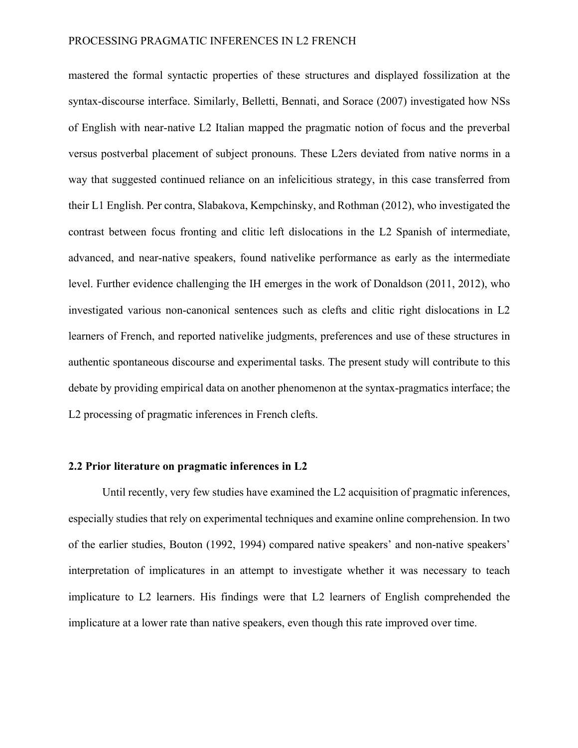mastered the formal syntactic properties of these structures and displayed fossilization at the syntax-discourse interface. Similarly, Belletti, Bennati, and Sorace (2007) investigated how NSs of English with near-native L2 Italian mapped the pragmatic notion of focus and the preverbal versus postverbal placement of subject pronouns. These L2ers deviated from native norms in a way that suggested continued reliance on an infelicitious strategy, in this case transferred from their L1 English. Per contra, Slabakova, Kempchinsky, and Rothman (2012), who investigated the contrast between focus fronting and clitic left dislocations in the L2 Spanish of intermediate, advanced, and near-native speakers, found nativelike performance as early as the intermediate level. Further evidence challenging the IH emerges in the work of Donaldson (2011, 2012), who investigated various non-canonical sentences such as clefts and clitic right dislocations in L2 learners of French, and reported nativelike judgments, preferences and use of these structures in authentic spontaneous discourse and experimental tasks. The present study will contribute to this debate by providing empirical data on another phenomenon at the syntax-pragmatics interface; the L2 processing of pragmatic inferences in French clefts.

### 2.2 Prior literature on pragmatic inferences in L2

Until recently, very few studies have examined the L2 acquisition of pragmatic inferences, especially studies that rely on experimental techniques and examine online comprehension. In two of the earlier studies, Bouton (1992, 1994) compared native speakers' and non-native speakers' interpretation of implicatures in an attempt to investigate whether it was necessary to teach implicature to L2 learners. His findings were that L2 learners of English comprehended the implicature at a lower rate than native speakers, even though this rate improved over time.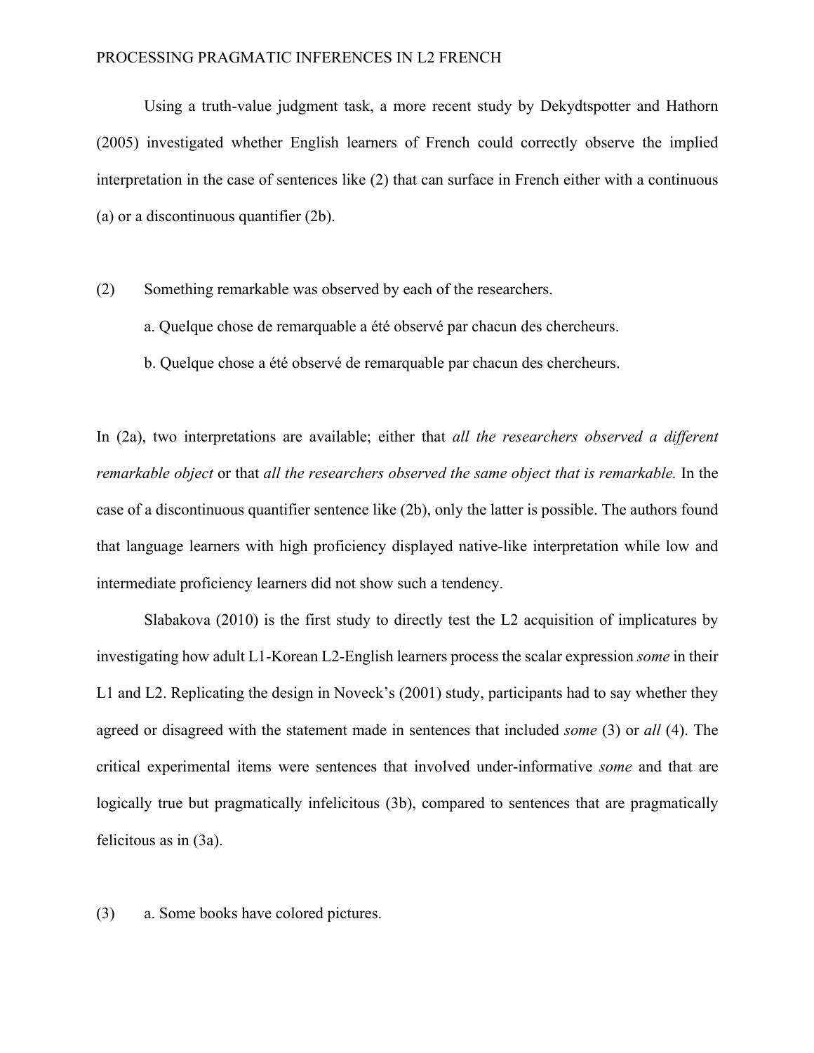Using a truth-value judgment task, a more recent study by Dekydtspotter and Hathorn (2005) investigated whether English learners of French could correctly observe the implied interpretation in the case of sentences like (2) that can surface in French either with a continuous (a) or a discontinuous quantifier (2b).

(2) Something remarkable was observed by each of the researchers.

a. Quelque chose de remarquable a été observé par chacun des chercheurs.

b. Quelque chose a été observé de remarquable par chacun des chercheurs.

In (2a), two interpretations are available; either that *all the researchers observed a different remarkable object* or that *all the researchers observed the same object that is remarkable.* In the case of a discontinuous quantifier sentence like (2b), only the latter is possible. The authors found that language learners with high proficiency displayed native-like interpretation while low and intermediate proficiency learners did not show such a tendency.

Slabakova (2010) is the first study to directly test the L2 acquisition of implicatures by investigating how adult L1-Korean L2-English learners process the scalar expression *some* in their L1 and L2. Replicating the design in Noveck's (2001) study, participants had to say whether they agreed or disagreed with the statement made in sentences that included *some* (3) or *all* (4). The critical experimental items were sentences that involved under-informative *some* and that are logically true but pragmatically infelicitous (3b), compared to sentences that are pragmatically felicitous as in (3a).

(3) a. Some books have colored pictures.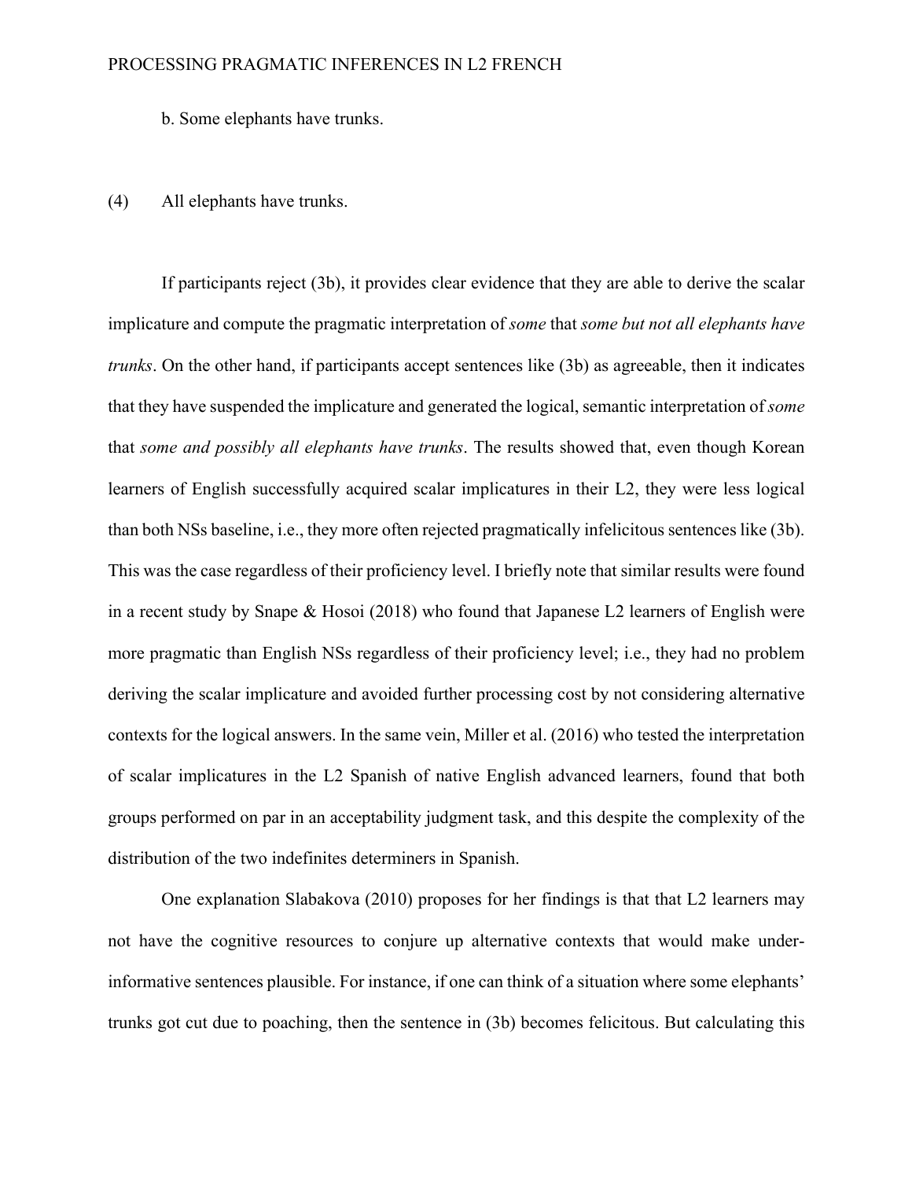b. Some elephants have trunks.

(4) All elephants have trunks.

If participants reject (3b), it provides clear evidence that they are able to derive the scalar implicature and compute the pragmatic interpretation of *some* that *some but not all elephants have trunks*. On the other hand, if participants accept sentences like (3b) as agreeable, then it indicates that they have suspended the implicature and generated the logical, semantic interpretation of *some* that *some and possibly all elephants have trunks*. The results showed that, even though Korean learners of English successfully acquired scalar implicatures in their L2, they were less logical than both NSs baseline, i.e., they more often rejected pragmatically infelicitous sentences like (3b). This was the case regardless of their proficiency level. I briefly note that similar results were found in a recent study by Snape & Hosoi (2018) who found that Japanese L2 learners of English were more pragmatic than English NSs regardless of their proficiency level; i.e., they had no problem deriving the scalar implicature and avoided further processing cost by not considering alternative contexts for the logical answers. In the same vein, Miller et al. (2016) who tested the interpretation of scalar implicatures in the L2 Spanish of native English advanced learners, found that both groups performed on par in an acceptability judgment task, and this despite the complexity of the distribution of the two indefinites determiners in Spanish.

One explanation Slabakova (2010) proposes for her findings is that that L2 learners may not have the cognitive resources to conjure up alternative contexts that would make under-informative sentences plausible. For instance, if one can think of a situation where some elephants' trunks got cut due to poaching, then the sentence in (3b) becomes felicitous. But calculating this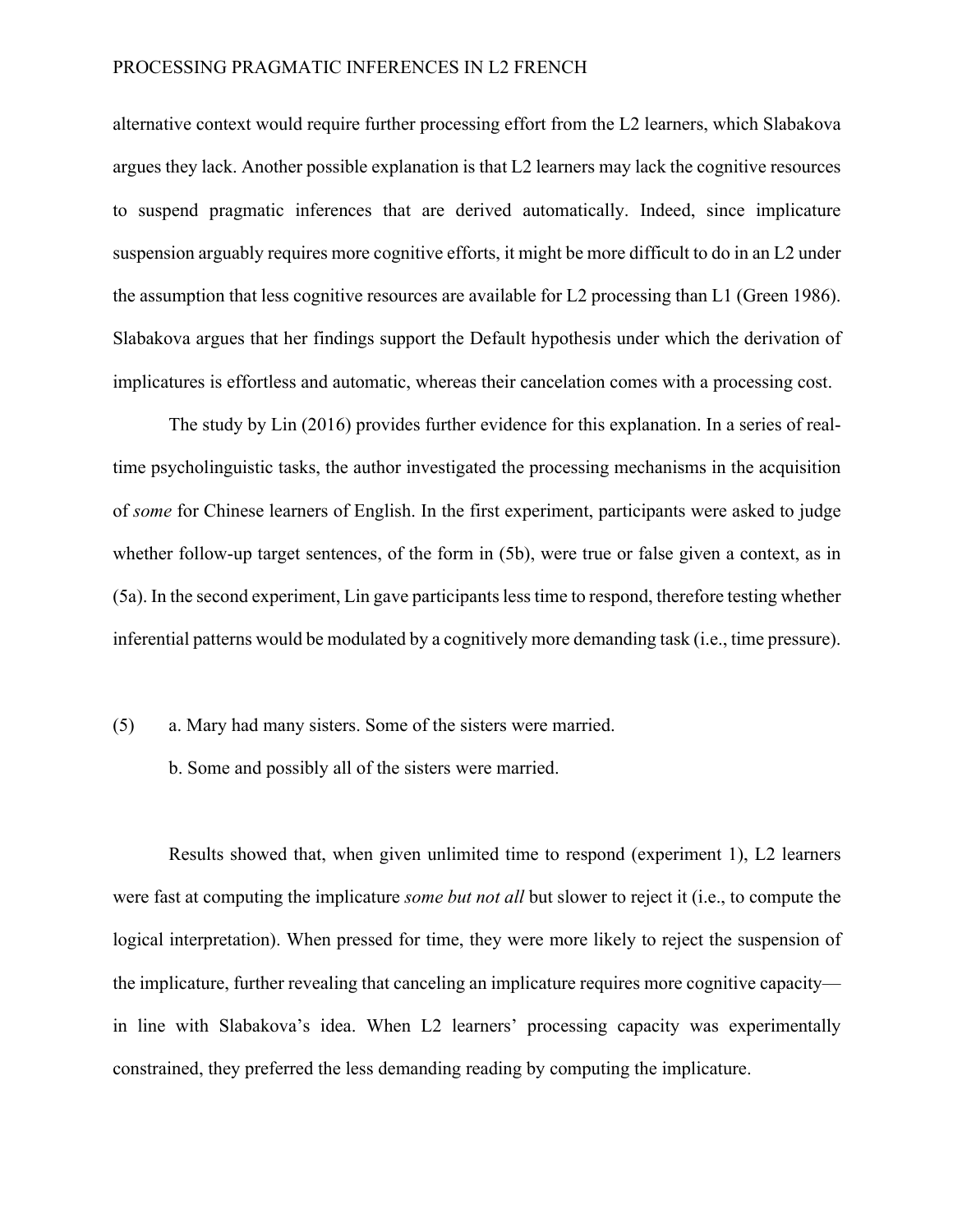alternative context would require further processing effort from the L2 learners, which Slabakova argues they lack. Another possible explanation is that L2 learners may lack the cognitive resources to suspend pragmatic inferences that are derived automatically. Indeed, since implicature suspension arguably requires more cognitive efforts, it might be more difficult to do in an L2 under the assumption that less cognitive resources are available for L2 processing than L1 (Green 1986). Slabakova argues that her findings support the Default hypothesis under which the derivation of implicatures is effortless and automatic, whereas their cancelation comes with a processing cost.

The study by Lin (2016) provides further evidence for this explanation. In a series of real-time psycholinguistic tasks, the author investigated the processing mechanisms in the acquisition of *some* for Chinese learners of English. In the first experiment, participants were asked to judge whether follow-up target sentences, of the form in (5b), were true or false given a context, as in (5a). In the second experiment, Lin gave participants less time to respond, therefore testing whether inferential patterns would be modulated by a cognitively more demanding task (i.e., time pressure).

(5) a. Mary had many sisters. Some of the sisters were married.

b. Some and possibly all of the sisters were married.

Results showed that, when given unlimited time to respond (experiment 1), L2 learners were fast at computing the implicature *some but not all* but slower to reject it (i.e., to compute the logical interpretation). When pressed for time, they were more likely to reject the suspension of the implicature, further revealing that canceling an implicature requires more cognitive capacity—in line with Slabakova's idea. When L2 learners' processing capacity was experimentally constrained, they preferred the less demanding reading by computing the implicature.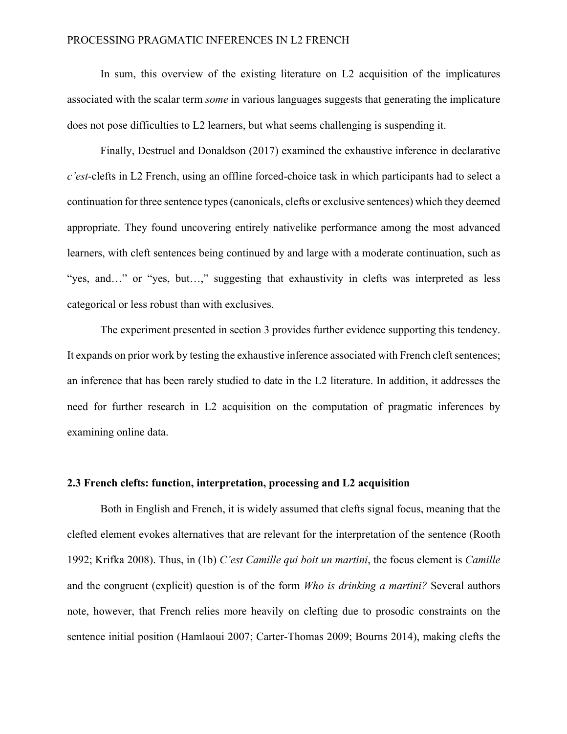In sum, this overview of the existing literature on L2 acquisition of the implicatures associated with the scalar term *some* in various languages suggests that generating the implicature does not pose difficulties to L2 learners, but what seems challenging is suspending it.

Finally, Destruel and Donaldson (2017) examined the exhaustive inference in declarative *c'est*-clefts in L2 French, using an offline forced-choice task in which participants had to select a continuation for three sentence types (canonicals, clefts or exclusive sentences) which they deemed appropriate. They found uncovering entirely nativelike performance among the most advanced learners, with cleft sentences being continued by and large with a moderate continuation, such as "yes, and…" or "yes, but…," suggesting that exhaustivity in clefts was interpreted as less categorical or less robust than with exclusives.

The experiment presented in section 3 provides further evidence supporting this tendency. It expands on prior work by testing the exhaustive inference associated with French cleft sentences; an inference that has been rarely studied to date in the L2 literature. In addition, it addresses the need for further research in L2 acquisition on the computation of pragmatic inferences by examining online data.

### 2.3 French clefts: function, interpretation, processing and L2 acquisition

Both in English and French, it is widely assumed that clefts signal focus, meaning that the clefted element evokes alternatives that are relevant for the interpretation of the sentence (Rooth 1992; Krifka 2008). Thus, in (1b) *C'est Camille qui boit un martini*, the focus element is *Camille* and the congruent (explicit) question is of the form *Who is drinking a martini?* Several authors note, however, that French relies more heavily on clefting due to prosodic constraints on the sentence initial position (Hamlaoui 2007; Carter-Thomas 2009; Bourns 2014), making clefts the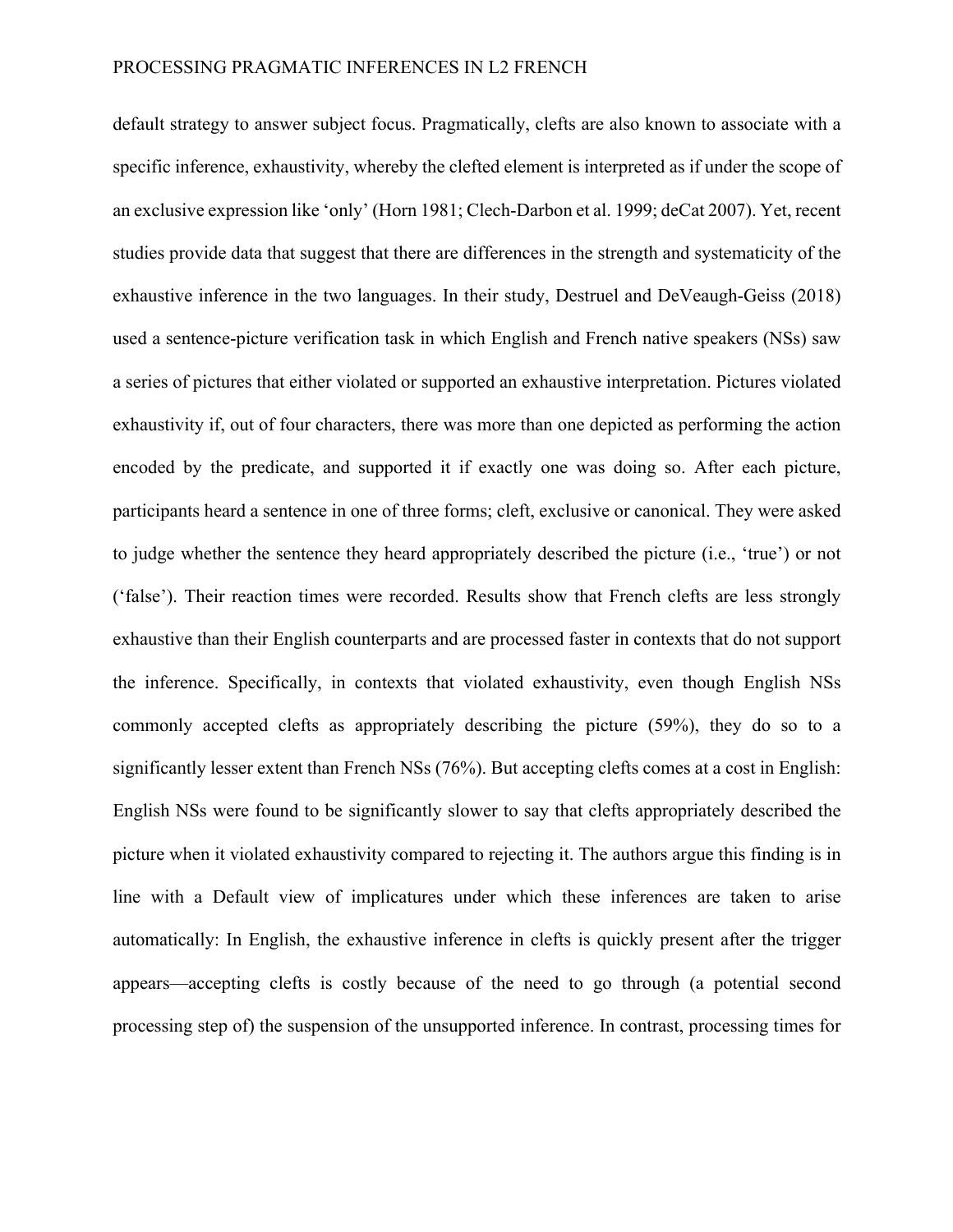default strategy to answer subject focus. Pragmatically, clefts are also known to associate with a specific inference, exhaustivity, whereby the clefted element is interpreted as if under the scope of an exclusive expression like 'only' (Horn 1981; Clech-Darbon et al. 1999; deCat 2007). Yet, recent studies provide data that suggest that there are differences in the strength and systematicity of the exhaustive inference in the two languages. In their study, Destruel and DeVeaugh-Geiss (2018) used a sentence-picture verification task in which English and French native speakers (NSs) saw a series of pictures that either violated or supported an exhaustive interpretation. Pictures violated exhaustivity if, out of four characters, there was more than one depicted as performing the action encoded by the predicate, and supported it if exactly one was doing so. After each picture, participants heard a sentence in one of three forms; cleft, exclusive or canonical. They were asked to judge whether the sentence they heard appropriately described the picture (i.e., 'true') or not ('false'). Their reaction times were recorded. Results show that French clefts are less strongly exhaustive than their English counterparts and are processed faster in contexts that do not support the inference. Specifically, in contexts that violated exhaustivity, even though English NSs commonly accepted clefts as appropriately describing the picture (59%), they do so to a significantly lesser extent than French NSs (76%). But accepting clefts comes at a cost in English: English NSs were found to be significantly slower to say that clefts appropriately described the picture when it violated exhaustivity compared to rejecting it. The authors argue this finding is in line with a Default view of implicatures under which these inferences are taken to arise automatically: In English, the exhaustive inference in clefts is quickly present after the trigger appears—accepting clefts is costly because of the need to go through (a potential second processing step of) the suspension of the unsupported inference. In contrast, processing times for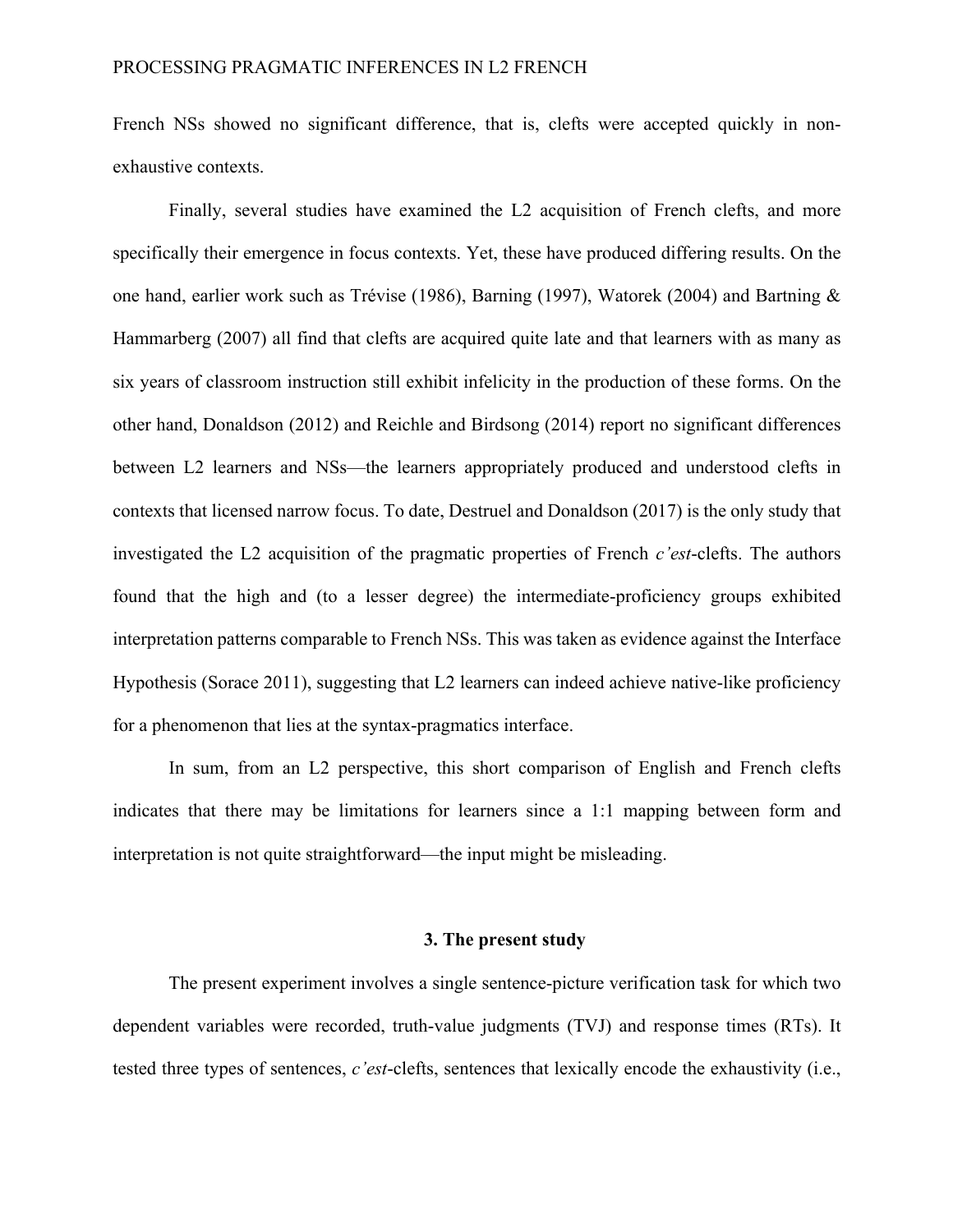French NSs showed no significant difference, that is, clefts were accepted quickly in non-exhaustive contexts.

Finally, several studies have examined the L2 acquisition of French clefts, and more specifically their emergence in focus contexts. Yet, these have produced differing results. On the one hand, earlier work such as Trévise (1986), Barning (1997), Watorek (2004) and Bartning & Hammarberg (2007) all find that clefts are acquired quite late and that learners with as many as six years of classroom instruction still exhibit infelicity in the production of these forms. On the other hand, Donaldson (2012) and Reichle and Birdsong (2014) report no significant differences between L2 learners and NSs—the learners appropriately produced and understood clefts in contexts that licensed narrow focus. To date, Destruel and Donaldson (2017) is the only study that investigated the L2 acquisition of the pragmatic properties of French *c'est*-clefts. The authors found that the high and (to a lesser degree) the intermediate-proficiency groups exhibited interpretation patterns comparable to French NSs. This was taken as evidence against the Interface Hypothesis (Sorace 2011), suggesting that L2 learners can indeed achieve native-like proficiency for a phenomenon that lies at the syntax-pragmatics interface.

In sum, from an L2 perspective, this short comparison of English and French clefts indicates that there may be limitations for learners since a 1:1 mapping between form and interpretation is not quite straightforward—the input might be misleading.

## 3. The present study

The present experiment involves a single sentence-picture verification task for which two dependent variables were recorded, truth-value judgments (TVJ) and response times (RTs). It tested three types of sentences, *c'est*-clefts, sentences that lexically encode the exhaustivity (i.e.,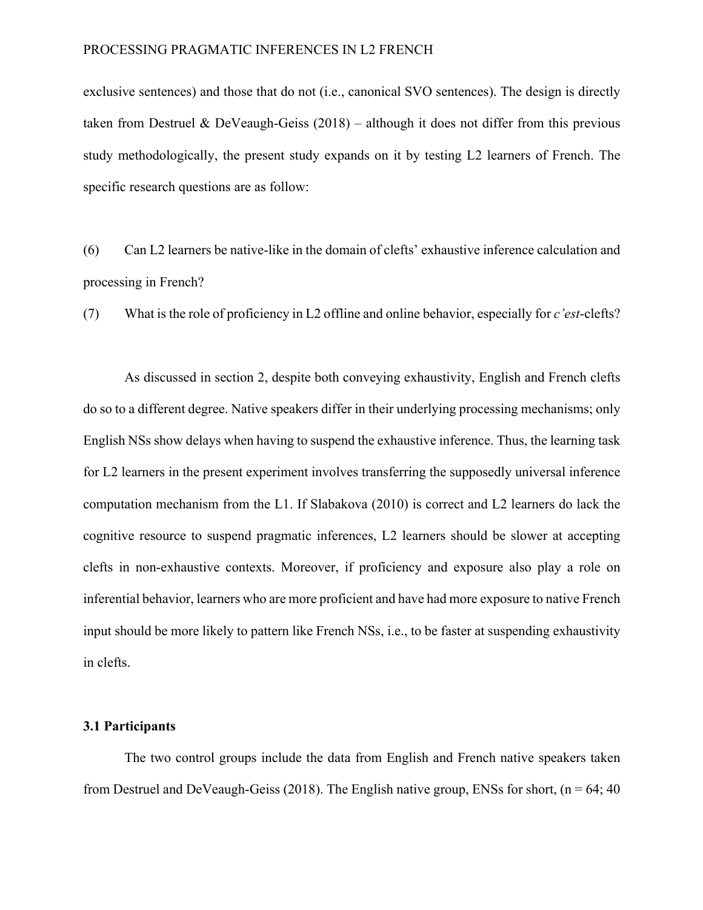exclusive sentences) and those that do not (i.e., canonical SVO sentences). The design is directly taken from Destruel & DeVeaugh-Geiss (2018) – although it does not differ from this previous study methodologically, the present study expands on it by testing L2 learners of French. The specific research questions are as follow:

(6) Can L2 learners be native-like in the domain of clefts' exhaustive inference calculation and processing in French?

(7) What is the role of proficiency in L2 offline and online behavior, especially for *c'est*-clefts?

As discussed in section 2, despite both conveying exhaustivity, English and French clefts do so to a different degree. Native speakers differ in their underlying processing mechanisms; only English NSs show delays when having to suspend the exhaustive inference. Thus, the learning task for L2 learners in the present experiment involves transferring the supposedly universal inference computation mechanism from the L1. If Slabakova (2010) is correct and L2 learners do lack the cognitive resource to suspend pragmatic inferences, L2 learners should be slower at accepting clefts in non-exhaustive contexts. Moreover, if proficiency and exposure also play a role on inferential behavior, learners who are more proficient and have had more exposure to native French input should be more likely to pattern like French NSs, i.e., to be faster at suspending exhaustivity in clefts.

### 3.1 Participants

The two control groups include the data from English and French native speakers taken from Destruel and DeVeaugh-Geiss (2018). The English native group, ENSs for short, (n = 64; 40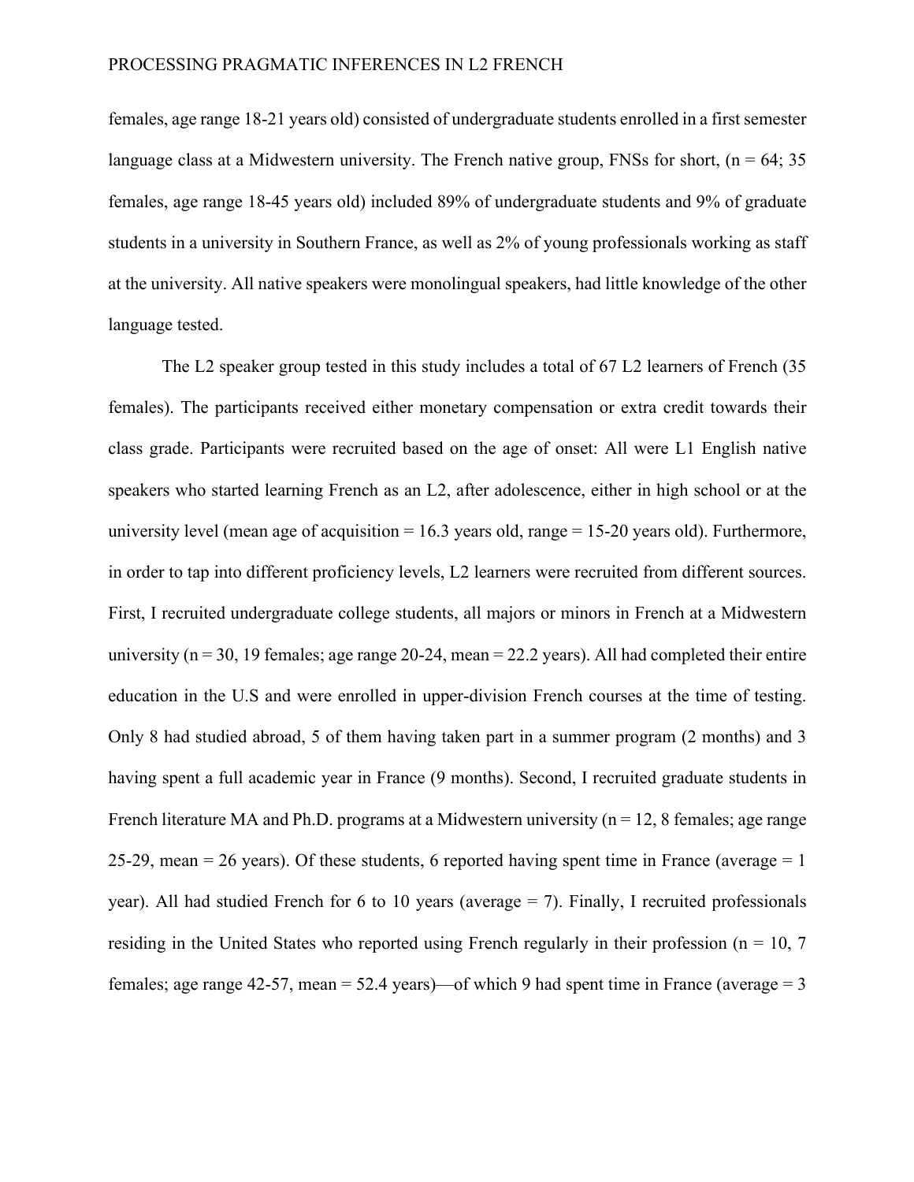females, age range 18-21 years old) consisted of undergraduate students enrolled in a first semester language class at a Midwestern university. The French native group, FNSs for short, (n = 64; 35 females, age range 18-45 years old) included 89% of undergraduate students and 9% of graduate students in a university in Southern France, as well as 2% of young professionals working as staff at the university. All native speakers were monolingual speakers, had little knowledge of the other language tested.

The L2 speaker group tested in this study includes a total of 67 L2 learners of French (35 females). The participants received either monetary compensation or extra credit towards their class grade. Participants were recruited based on the age of onset: All were L1 English native speakers who started learning French as an L2, after adolescence, either in high school or at the university level (mean age of acquisition = 16.3 years old, range = 15-20 years old). Furthermore, in order to tap into different proficiency levels, L2 learners were recruited from different sources. First, I recruited undergraduate college students, all majors or minors in French at a Midwestern university (n = 30, 19 females; age range 20-24, mean = 22.2 years). All had completed their entire education in the U.S and were enrolled in upper-division French courses at the time of testing. Only 8 had studied abroad, 5 of them having taken part in a summer program (2 months) and 3 having spent a full academic year in France (9 months). Second, I recruited graduate students in French literature MA and Ph.D. programs at a Midwestern university (n = 12, 8 females; age range 25-29, mean = 26 years). Of these students, 6 reported having spent time in France (average = 1 year). All had studied French for 6 to 10 years (average = 7). Finally, I recruited professionals residing in the United States who reported using French regularly in their profession (n = 10, 7 females; age range 42-57, mean = 52.4 years)—of which 9 had spent time in France (average = 3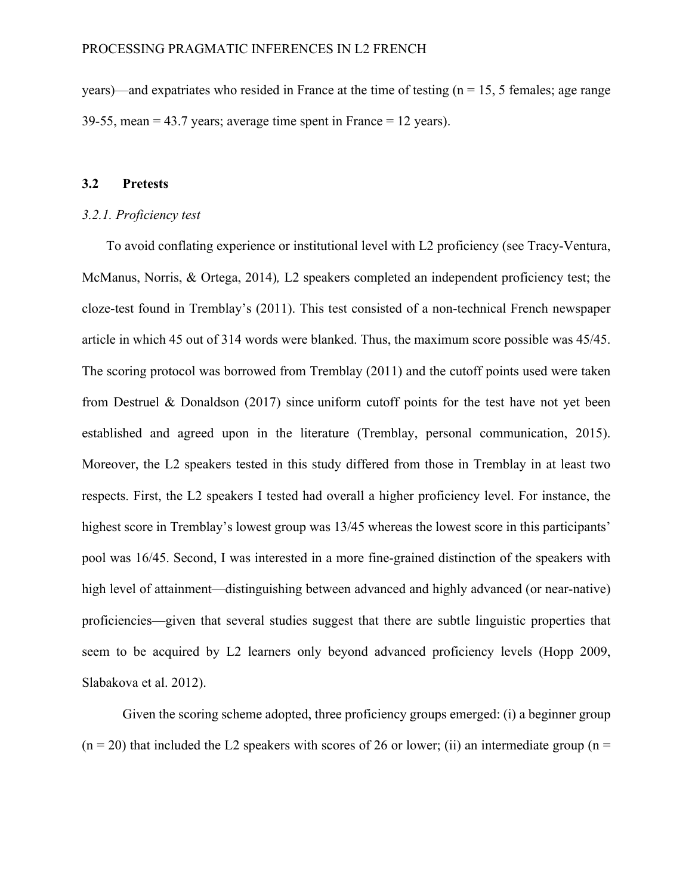years)—and expatriates who resided in France at the time of testing (n = 15, 5 females; age range 39-55, mean = 43.7 years; average time spent in France = 12 years).

## 3.2 Pretests

### *3.2.1. Proficiency test*

To avoid conflating experience or institutional level with L2 proficiency (see Tracy-Ventura, McManus, Norris, & Ortega, 2014), L2 speakers completed an independent proficiency test; the cloze-test found in Tremblay's (2011). This test consisted of a non-technical French newspaper article in which 45 out of 314 words were blanked. Thus, the maximum score possible was 45/45. The scoring protocol was borrowed from Tremblay (2011) and the cutoff points used were taken from Destruel & Donaldson (2017) since uniform cutoff points for the test have not yet been established and agreed upon in the literature (Tremblay, personal communication, 2015). Moreover, the L2 speakers tested in this study differed from those in Tremblay in at least two respects. First, the L2 speakers I tested had overall a higher proficiency level. For instance, the highest score in Tremblay's lowest group was 13/45 whereas the lowest score in this participants' pool was 16/45. Second, I was interested in a more fine-grained distinction of the speakers with high level of attainment—distinguishing between advanced and highly advanced (or near-native) proficiencies—given that several studies suggest that there are subtle linguistic properties that seem to be acquired by L2 learners only beyond advanced proficiency levels (Hopp 2009, Slabakova et al. 2012).

Given the scoring scheme adopted, three proficiency groups emerged: (i) a beginner group (n = 20) that included the L2 speakers with scores of 26 or lower; (ii) an intermediate group (n =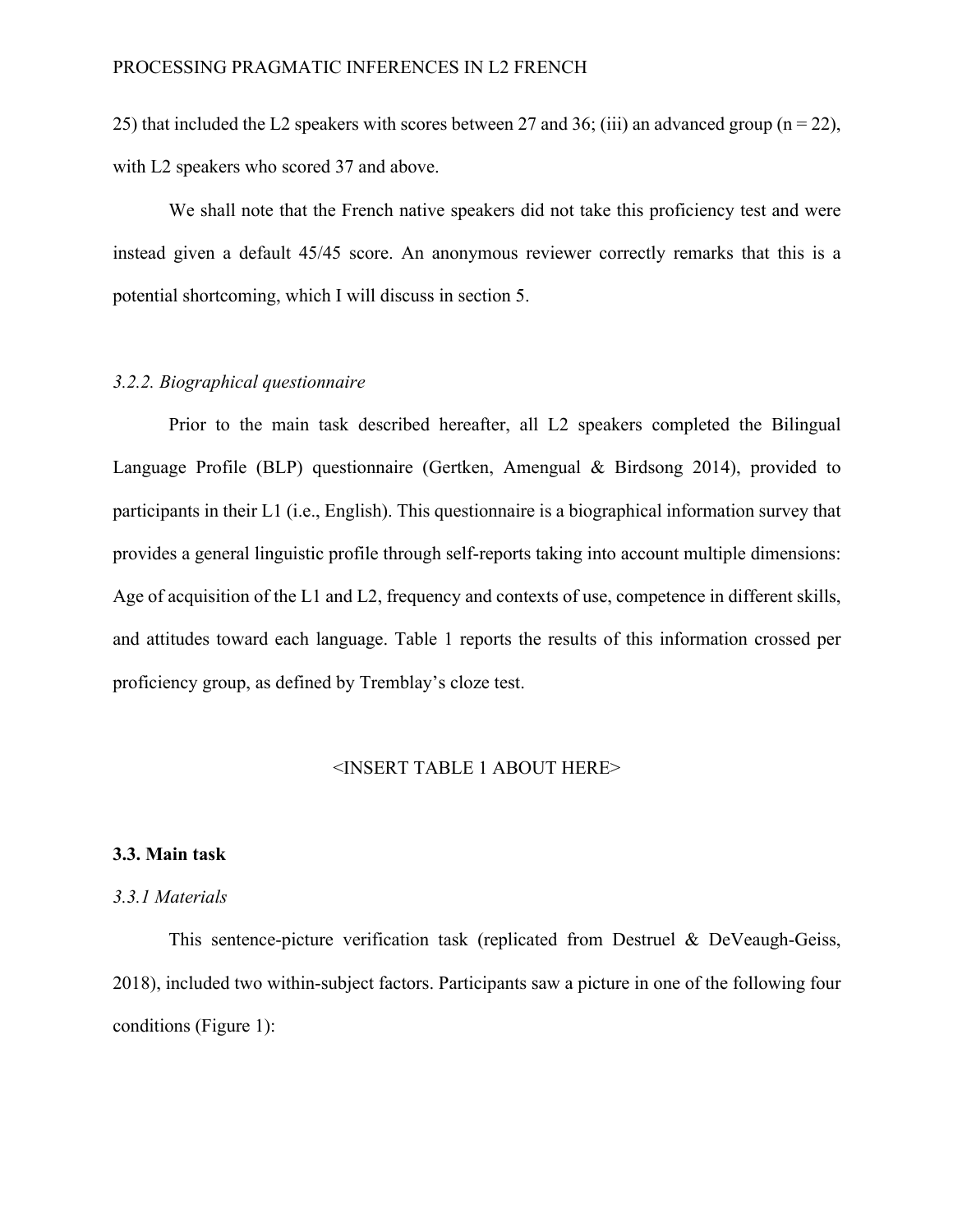25) that included the L2 speakers with scores between 27 and 36; (iii) an advanced group (n = 22), with L2 speakers who scored 37 and above.

We shall note that the French native speakers did not take this proficiency test and were instead given a default 45/45 score. An anonymous reviewer correctly remarks that this is a potential shortcoming, which I will discuss in section 5.

### *3.2.2. Biographical questionnaire*

Prior to the main task described hereafter, all L2 speakers completed the Bilingual Language Profile (BLP) questionnaire (Gertken, Amengual & Birdsong 2014), provided to participants in their L1 (i.e., English). This questionnaire is a biographical information survey that provides a general linguistic profile through self-reports taking into account multiple dimensions: Age of acquisition of the L1 and L2, frequency and contexts of use, competence in different skills, and attitudes toward each language. Table 1 reports the results of this information crossed per proficiency group, as defined by Tremblay's cloze test.

<INSERT TABLE 1 ABOUT HERE>

## 3.3. Main task

### *3.3.1 Materials*

This sentence-picture verification task (replicated from Destruel & DeVeaugh-Geiss, 2018), included two within-subject factors. Participants saw a picture in one of the following four conditions (Figure 1):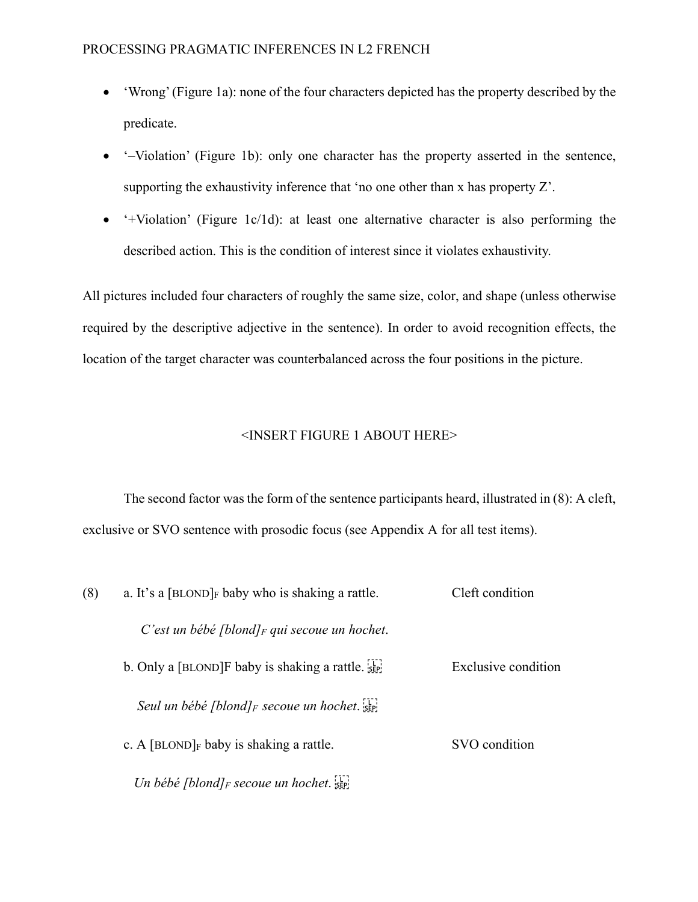- 'Wrong' (Figure 1a): none of the four characters depicted has the property described by the predicate.
- '–Violation' (Figure 1b): only one character has the property asserted in the sentence, supporting the exhaustivity inference that 'no one other than x has property Z'.
- '+Violation' (Figure 1c/1d): at least one alternative character is also performing the described action. This is the condition of interest since it violates exhaustivity.

All pictures included four characters of roughly the same size, color, and shape (unless otherwise required by the descriptive adjective in the sentence). In order to avoid recognition effects, the location of the target character was counterbalanced across the four positions in the picture.

<INSERT FIGURE 1 ABOUT HERE>

The second factor was the form of the sentence participants heard, illustrated in (8): A cleft, exclusive or SVO sentence with prosodic focus (see Appendix A for all test items).

(8) a. It's a [BLOND]$_F$ baby who is shaking a rattle. Cleft condition

*C'est un bébé [blond]$_F$ qui secoue un hochet.*

b. Only a [BLOND]F baby is shaking a rattle. Exclusive condition

*Seul un bébé [blond]$_F$ secoue un hochet.*

c. A [BLOND]$_F$ baby is shaking a rattle. SVO condition

*Un bébé [blond]$_F$ secoue un hochet.*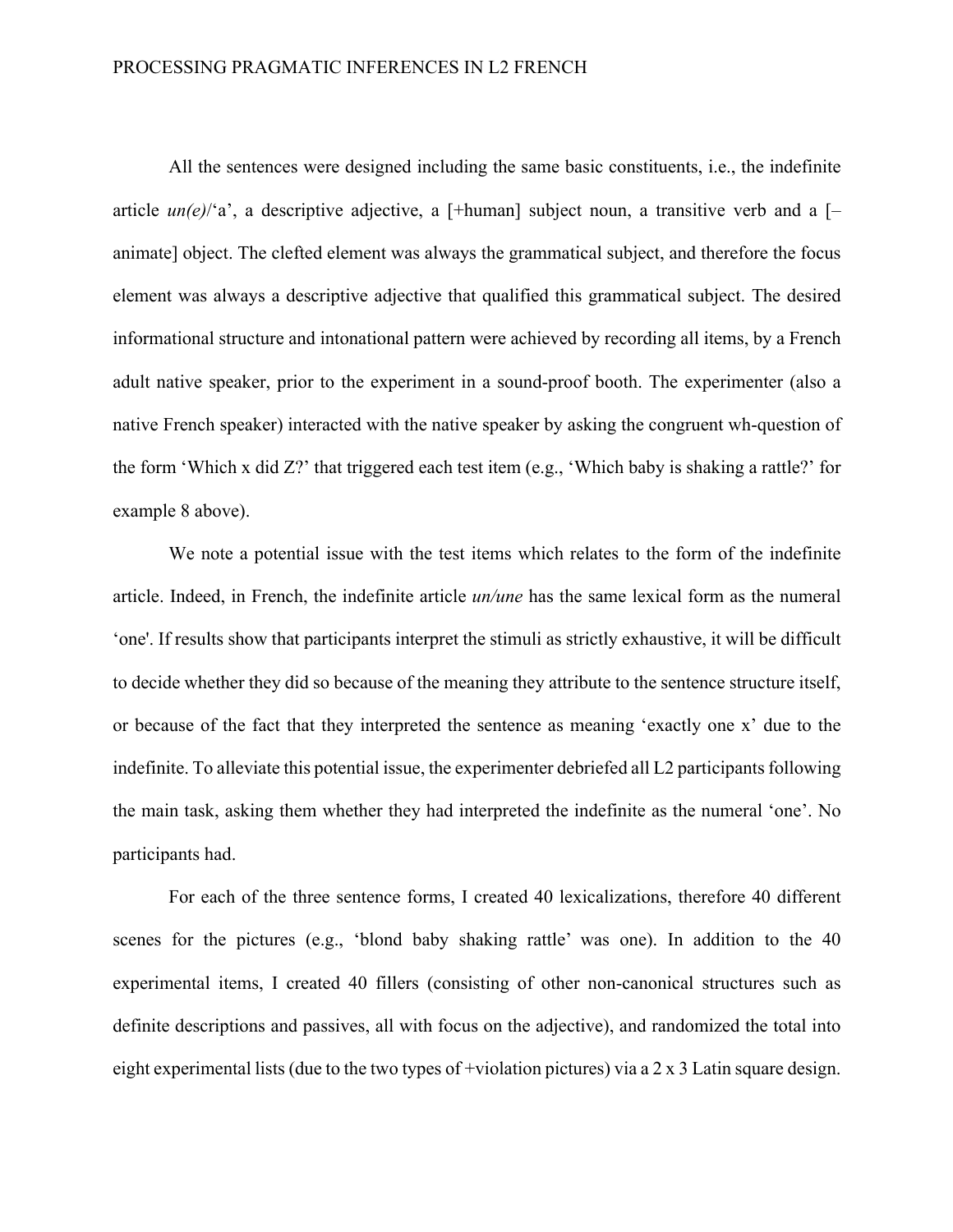All the sentences were designed including the same basic constituents, i.e., the indefinite article *un(e)*/'a', a descriptive adjective, a [+human] subject noun, a transitive verb and a [–animate] object. The clefted element was always the grammatical subject, and therefore the focus element was always a descriptive adjective that qualified this grammatical subject. The desired informational structure and intonational pattern were achieved by recording all items, by a French adult native speaker, prior to the experiment in a sound-proof booth. The experimenter (also a native French speaker) interacted with the native speaker by asking the congruent wh-question of the form 'Which x did Z?' that triggered each test item (e.g., 'Which baby is shaking a rattle?' for example 8 above).

We note a potential issue with the test items which relates to the form of the indefinite article. Indeed, in French, the indefinite article *un/une* has the same lexical form as the numeral 'one'. If results show that participants interpret the stimuli as strictly exhaustive, it will be difficult to decide whether they did so because of the meaning they attribute to the sentence structure itself, or because of the fact that they interpreted the sentence as meaning 'exactly one x' due to the indefinite. To alleviate this potential issue, the experimenter debriefed all L2 participants following the main task, asking them whether they had interpreted the indefinite as the numeral 'one'. No participants had.

For each of the three sentence forms, I created 40 lexicalizations, therefore 40 different scenes for the pictures (e.g., 'blond baby shaking rattle' was one). In addition to the 40 experimental items, I created 40 fillers (consisting of other non-canonical structures such as definite descriptions and passives, all with focus on the adjective), and randomized the total into eight experimental lists (due to the two types of +violation pictures) via a 2 x 3 Latin square design.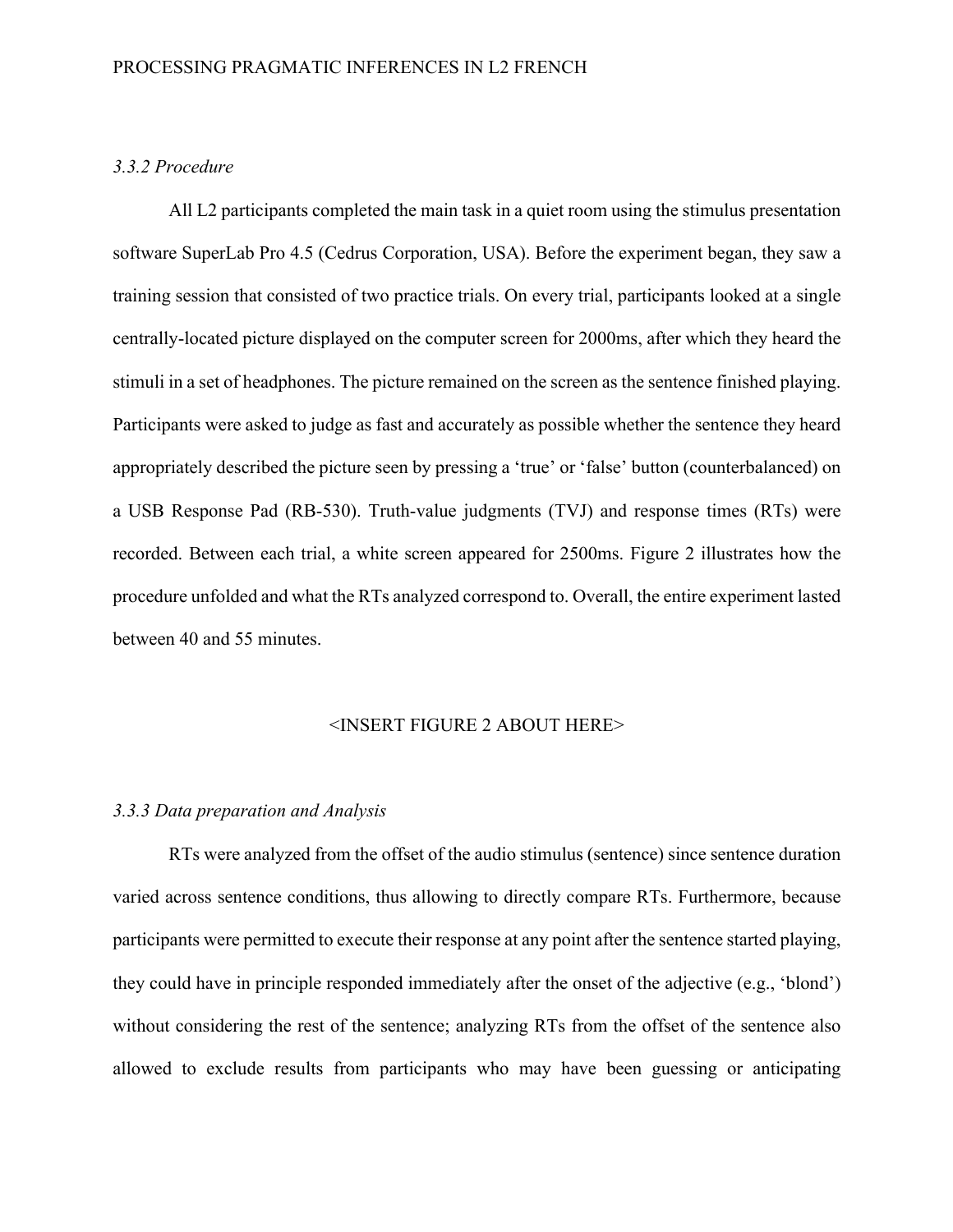*3.3.2 Procedure*

All L2 participants completed the main task in a quiet room using the stimulus presentation software SuperLab Pro 4.5 (Cedrus Corporation, USA). Before the experiment began, they saw a training session that consisted of two practice trials. On every trial, participants looked at a single centrally-located picture displayed on the computer screen for 2000ms, after which they heard the stimuli in a set of headphones. The picture remained on the screen as the sentence finished playing. Participants were asked to judge as fast and accurately as possible whether the sentence they heard appropriately described the picture seen by pressing a 'true' or 'false' button (counterbalanced) on a USB Response Pad (RB-530). Truth-value judgments (TVJ) and response times (RTs) were recorded. Between each trial, a white screen appeared for 2500ms. Figure 2 illustrates how the procedure unfolded and what the RTs analyzed correspond to. Overall, the entire experiment lasted between 40 and 55 minutes.

<INSERT FIGURE 2 ABOUT HERE>

*3.3.3 Data preparation and Analysis*

RTs were analyzed from the offset of the audio stimulus (sentence) since sentence duration varied across sentence conditions, thus allowing to directly compare RTs. Furthermore, because participants were permitted to execute their response at any point after the sentence started playing, they could have in principle responded immediately after the onset of the adjective (e.g., 'blond') without considering the rest of the sentence; analyzing RTs from the offset of the sentence also allowed to exclude results from participants who may have been guessing or anticipating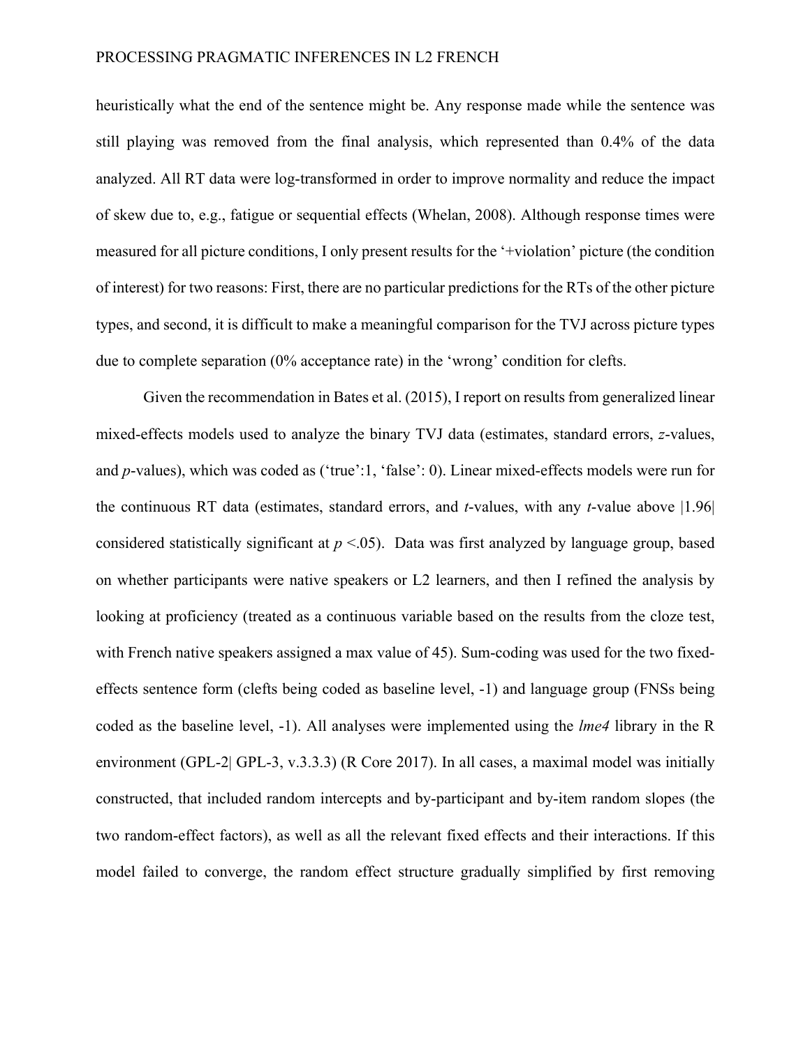heuristically what the end of the sentence might be. Any response made while the sentence was still playing was removed from the final analysis, which represented than 0.4% of the data analyzed. All RT data were log-transformed in order to improve normality and reduce the impact of skew due to, e.g., fatigue or sequential effects (Whelan, 2008). Although response times were measured for all picture conditions, I only present results for the '+violation' picture (the condition of interest) for two reasons: First, there are no particular predictions for the RTs of the other picture types, and second, it is difficult to make a meaningful comparison for the TVJ across picture types due to complete separation (0% acceptance rate) in the 'wrong' condition for clefts.

Given the recommendation in Bates et al. (2015), I report on results from generalized linear mixed-effects models used to analyze the binary TVJ data (estimates, standard errors, *z*-values, and *p*-values), which was coded as ('true':1, 'false': 0). Linear mixed-effects models were run for the continuous RT data (estimates, standard errors, and *t*-values, with any *t*-value above |1.96| considered statistically significant at $p < .05$). Data was first analyzed by language group, based on whether participants were native speakers or L2 learners, and then I refined the analysis by looking at proficiency (treated as a continuous variable based on the results from the cloze test, with French native speakers assigned a max value of 45). Sum-coding was used for the two fixed-effects sentence form (clefts being coded as baseline level, -1) and language group (FNSs being coded as the baseline level, -1). All analyses were implemented using the *lme4* library in the R environment (GPL-2| GPL-3, v.3.3.3) (R Core 2017). In all cases, a maximal model was initially constructed, that included random intercepts and by-participant and by-item random slopes (the two random-effect factors), as well as all the relevant fixed effects and their interactions. If this model failed to converge, the random effect structure gradually simplified by first removing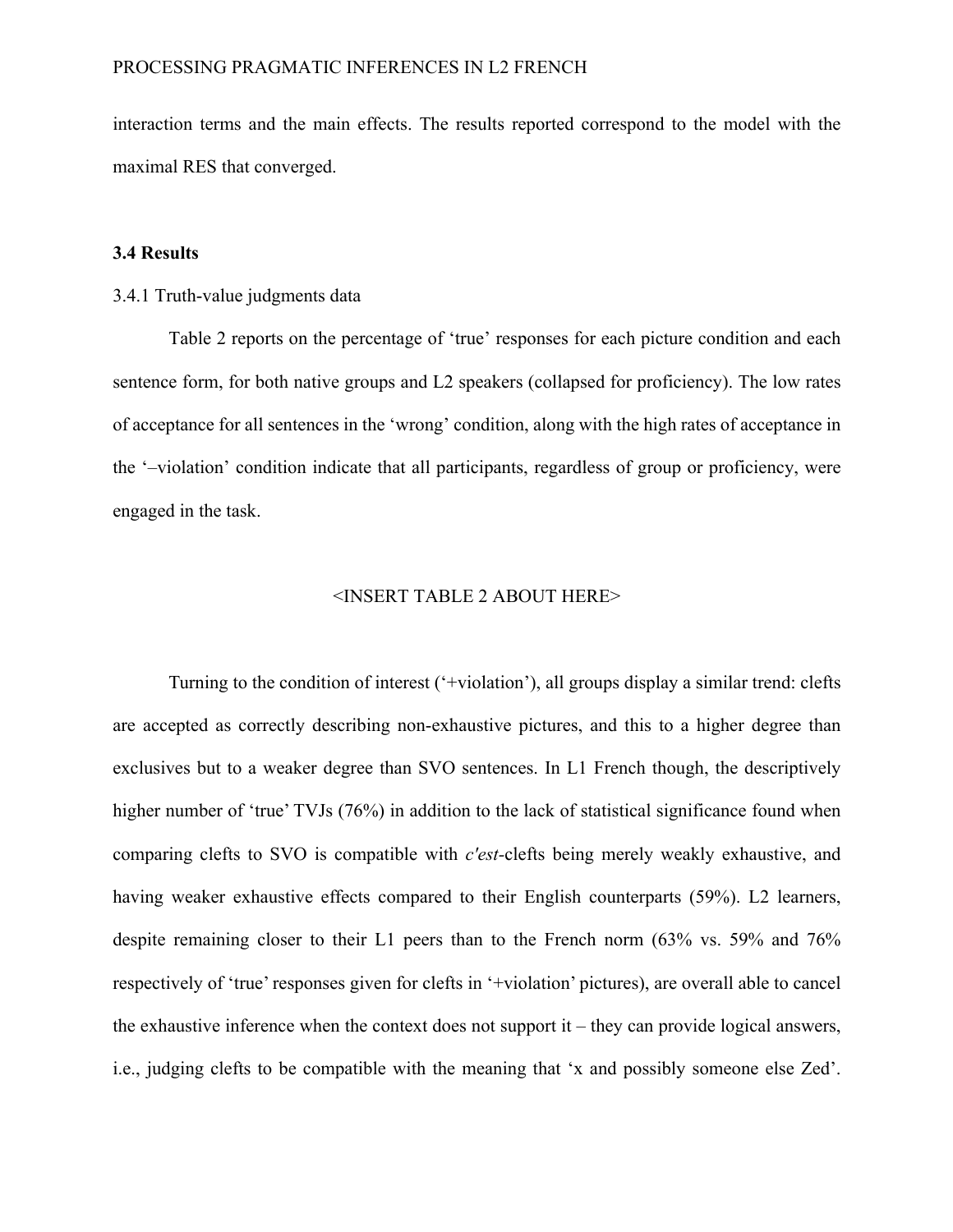interaction terms and the main effects. The results reported correspond to the model with the maximal RES that converged.

### 3.4 Results

3.4.1 Truth-value judgments data

Table 2 reports on the percentage of 'true' responses for each picture condition and each sentence form, for both native groups and L2 speakers (collapsed for proficiency). The low rates of acceptance for all sentences in the 'wrong' condition, along with the high rates of acceptance in the '–violation' condition indicate that all participants, regardless of group or proficiency, were engaged in the task.

<INSERT TABLE 2 ABOUT HERE>

Turning to the condition of interest ('+violation'), all groups display a similar trend: clefts are accepted as correctly describing non-exhaustive pictures, and this to a higher degree than exclusives but to a weaker degree than SVO sentences. In L1 French though, the descriptively higher number of 'true' TVJs (76%) in addition to the lack of statistical significance found when comparing clefts to SVO is compatible with *c'est*-clefts being merely weakly exhaustive, and having weaker exhaustive effects compared to their English counterparts (59%). L2 learners, despite remaining closer to their L1 peers than to the French norm (63% vs. 59% and 76% respectively of 'true' responses given for clefts in '+violation' pictures), are overall able to cancel the exhaustive inference when the context does not support it – they can provide logical answers, i.e., judging clefts to be compatible with the meaning that 'x and possibly someone else Zed'.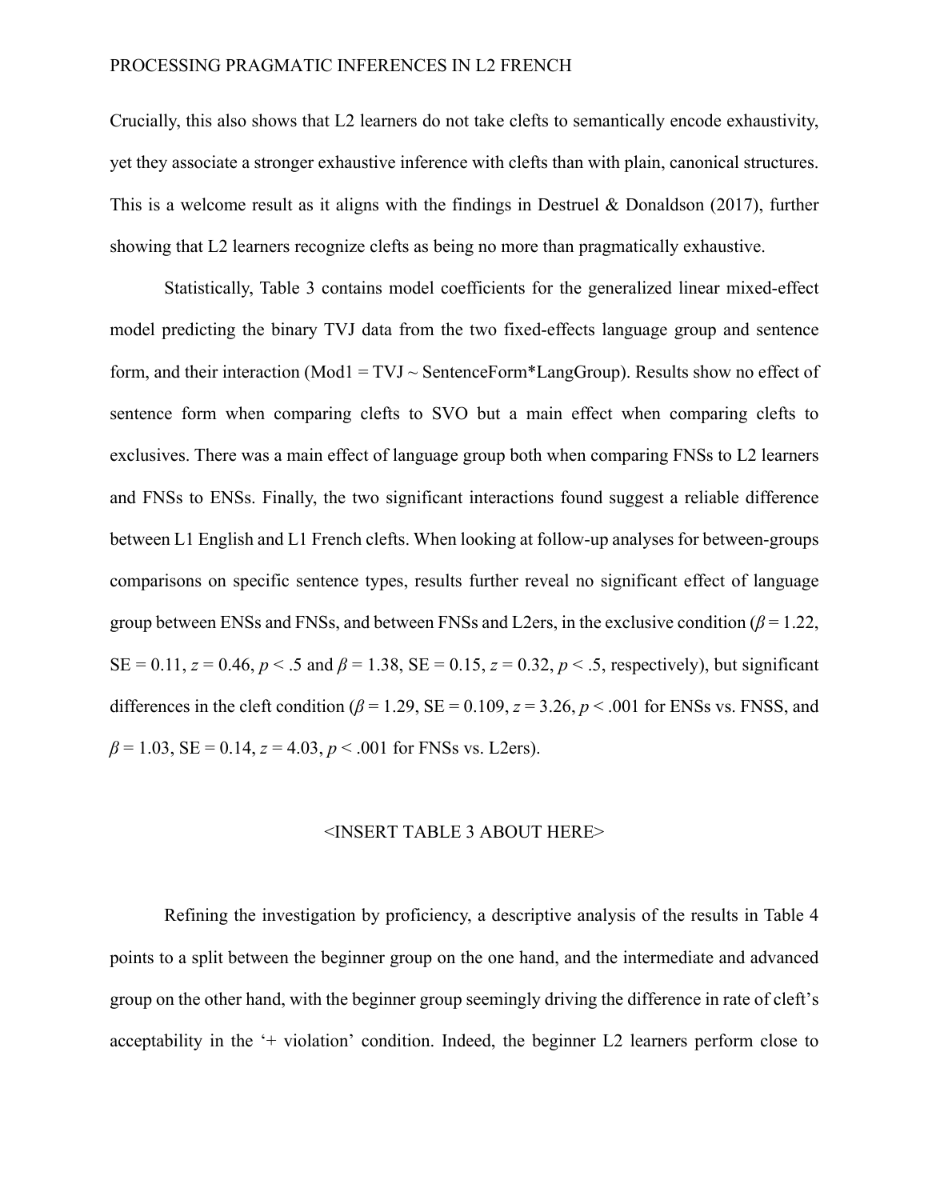Crucially, this also shows that L2 learners do not take clefts to semantically encode exhaustivity, yet they associate a stronger exhaustive inference with clefts than with plain, canonical structures. This is a welcome result as it aligns with the findings in Destruel & Donaldson (2017), further showing that L2 learners recognize clefts as being no more than pragmatically exhaustive.

Statistically, Table 3 contains model coefficients for the generalized linear mixed-effect model predicting the binary TVJ data from the two fixed-effects language group and sentence form, and their interaction (Mod1 = TVJ ~ SentenceForm*LangGroup). Results show no effect of sentence form when comparing clefts to SVO but a main effect when comparing clefts to exclusives. There was a main effect of language group both when comparing FNSs to L2 learners and FNSs to ENSs. Finally, the two significant interactions found suggest a reliable difference between L1 English and L1 French clefts. When looking at follow-up analyses for between-groups comparisons on specific sentence types, results further reveal no significant effect of language group between ENSs and FNSs, and between FNSs and L2ers, in the exclusive condition ($\beta = 1.22$, SE = 0.11, $z = 0.46$, $p < .5$ and $\beta = 1.38$, SE = 0.15, $z = 0.32$, $p < .5$, respectively), but significant differences in the cleft condition ($\beta = 1.29$, SE = 0.109, $z = 3.26$, $p < .001$ for ENSs vs. FNSS, and $\beta = 1.03$, SE = 0.14, $z = 4.03$, $p < .001$ for FNSs vs. L2ers).

<INSERT TABLE 3 ABOUT HERE>

Refining the investigation by proficiency, a descriptive analysis of the results in Table 4 points to a split between the beginner group on the one hand, and the intermediate and advanced group on the other hand, with the beginner group seemingly driving the difference in rate of cleft's acceptability in the '+ violation' condition. Indeed, the beginner L2 learners perform close to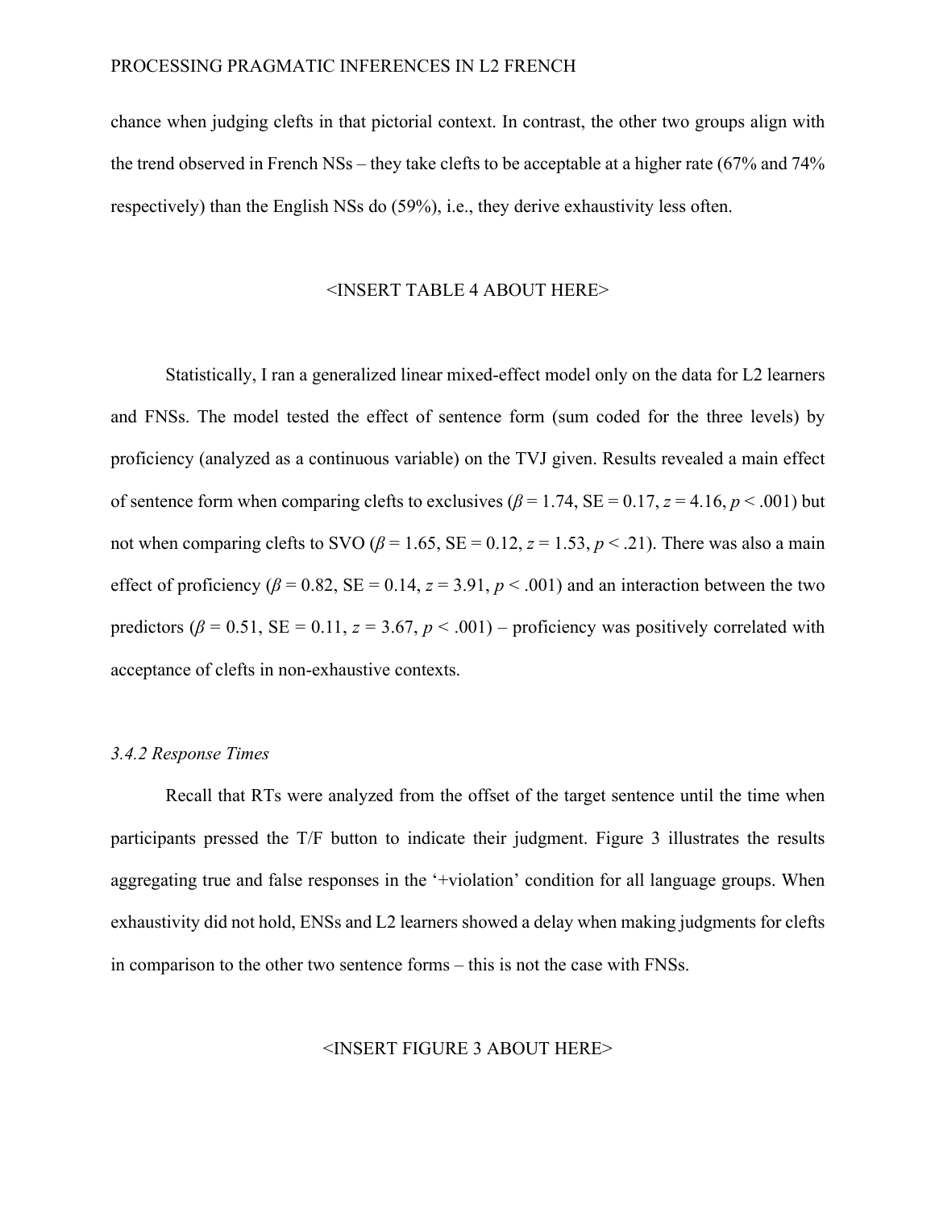chance when judging clefts in that pictorial context. In contrast, the other two groups align with the trend observed in French NSs – they take clefts to be acceptable at a higher rate (67% and 74% respectively) than the English NSs do (59%), i.e., they derive exhaustivity less often.

<INSERT TABLE 4 ABOUT HERE>

Statistically, I ran a generalized linear mixed-effect model only on the data for L2 learners and FNSs. The model tested the effect of sentence form (sum coded for the three levels) by proficiency (analyzed as a continuous variable) on the TVJ given. Results revealed a main effect of sentence form when comparing clefts to exclusives ($\beta = 1.74$, SE = 0.17, $z = 4.16$, $p < .001$) but not when comparing clefts to SVO ($\beta = 1.65$, SE = 0.12, $z = 1.53$, $p < .21$). There was also a main effect of proficiency ($\beta = 0.82$, SE = 0.14, $z = 3.91$, $p < .001$) and an interaction between the two predictors ($\beta = 0.51$, SE = 0.11, $z = 3.67$, $p < .001$) – proficiency was positively correlated with acceptance of clefts in non-exhaustive contexts.

### *3.4.2 Response Times*

Recall that RTs were analyzed from the offset of the target sentence until the time when participants pressed the T/F button to indicate their judgment. Figure 3 illustrates the results aggregating true and false responses in the '+violation' condition for all language groups. When exhaustivity did not hold, ENSs and L2 learners showed a delay when making judgments for clefts in comparison to the other two sentence forms – this is not the case with FNSs.

<INSERT FIGURE 3 ABOUT HERE>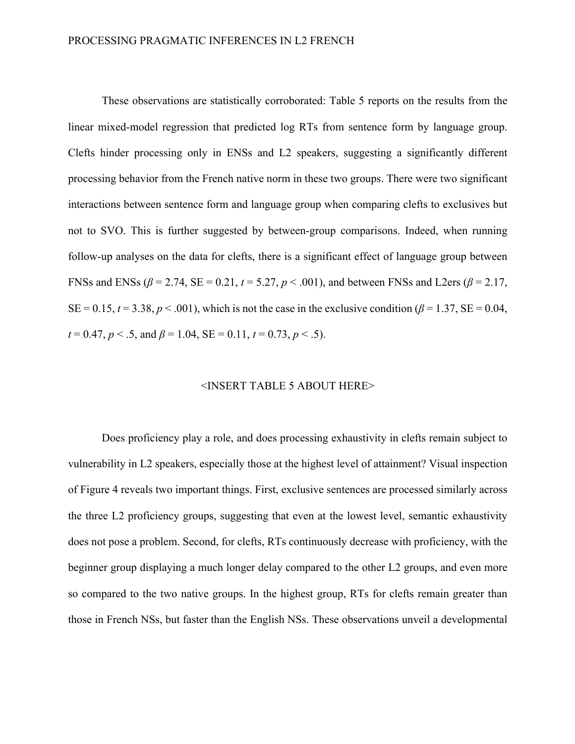These observations are statistically corroborated: Table 5 reports on the results from the linear mixed-model regression that predicted log RTs from sentence form by language group. Clefts hinder processing only in ENSs and L2 speakers, suggesting a significantly different processing behavior from the French native norm in these two groups. There were two significant interactions between sentence form and language group when comparing clefts to exclusives but not to SVO. This is further suggested by between-group comparisons. Indeed, when running follow-up analyses on the data for clefts, there is a significant effect of language group between FNSs and ENSs ($\beta$ = 2.74, SE = 0.21, $t$ = 5.27, $p$ < .001), and between FNSs and L2ers ($\beta$ = 2.17, SE = 0.15, $t$ = 3.38, $p$ < .001), which is not the case in the exclusive condition ($\beta$ = 1.37, SE = 0.04, $t$ = 0.47, $p$ < .5, and $\beta$ = 1.04, SE = 0.11, $t$ = 0.73, $p$ < .5).

<INSERT TABLE 5 ABOUT HERE>

Does proficiency play a role, and does processing exhaustivity in clefts remain subject to vulnerability in L2 speakers, especially those at the highest level of attainment? Visual inspection of Figure 4 reveals two important things. First, exclusive sentences are processed similarly across the three L2 proficiency groups, suggesting that even at the lowest level, semantic exhaustivity does not pose a problem. Second, for clefts, RTs continuously decrease with proficiency, with the beginner group displaying a much longer delay compared to the other L2 groups, and even more so compared to the two native groups. In the highest group, RTs for clefts remain greater than those in French NSs, but faster than the English NSs. These observations unveil a developmental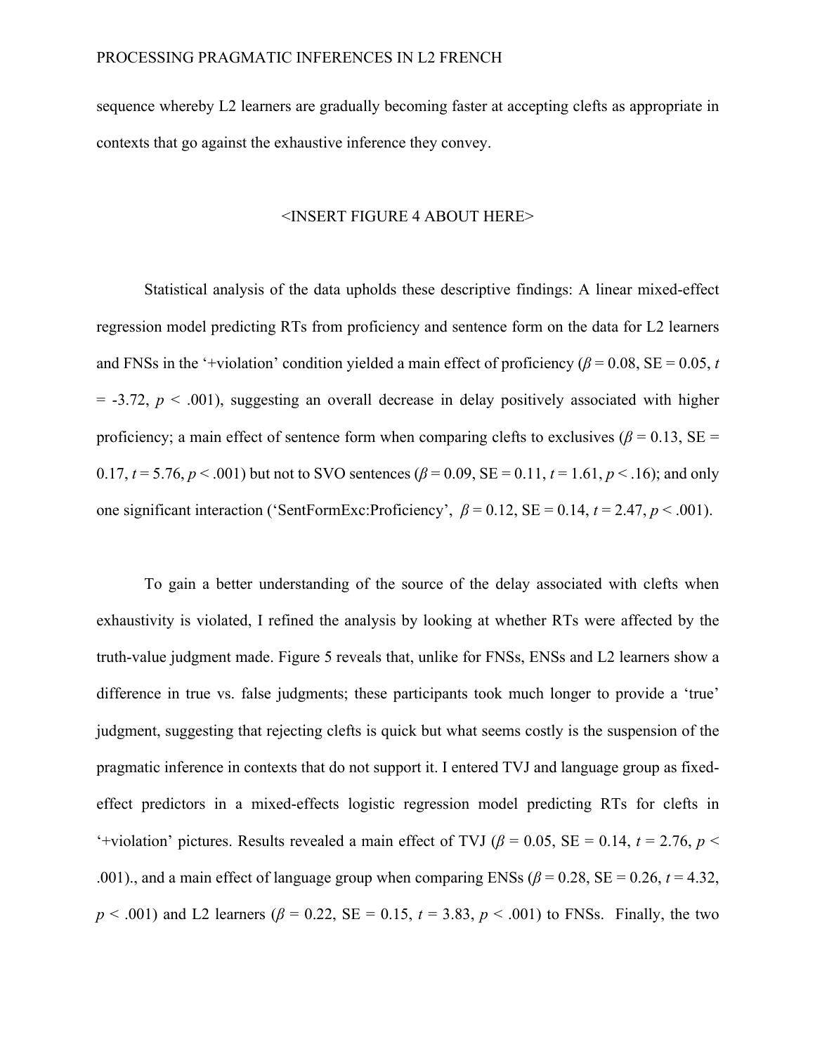sequence whereby L2 learners are gradually becoming faster at accepting clefts as appropriate in contexts that go against the exhaustive inference they convey.

<INSERT FIGURE 4 ABOUT HERE>

Statistical analysis of the data upholds these descriptive findings: A linear mixed-effect regression model predicting RTs from proficiency and sentence form on the data for L2 learners and FNSs in the '+violation' condition yielded a main effect of proficiency ($\beta = 0.08$, SE = 0.05, $t = -3.72$, $p < .001$), suggesting an overall decrease in delay positively associated with higher proficiency; a main effect of sentence form when comparing clefts to exclusives ($\beta = 0.13$, SE = 0.17, $t = 5.76$, $p < .001$) but not to SVO sentences ($\beta = 0.09$, SE = 0.11, $t = 1.61$, $p < .16$); and only one significant interaction ('SentFormExc:Proficiency', $\beta = 0.12$, SE = 0.14, $t = 2.47$, $p < .001$).

To gain a better understanding of the source of the delay associated with clefts when exhaustivity is violated, I refined the analysis by looking at whether RTs were affected by the truth-value judgment made. Figure 5 reveals that, unlike for FNSs, ENSs and L2 learners show a difference in true vs. false judgments; these participants took much longer to provide a 'true' judgment, suggesting that rejecting clefts is quick but what seems costly is the suspension of the pragmatic inference in contexts that do not support it. I entered TVJ and language group as fixed-effect predictors in a mixed-effects logistic regression model predicting RTs for clefts in '+violation' pictures. Results revealed a main effect of TVJ ($\beta = 0.05$, SE = 0.14, $t = 2.76$, $p < .001$)., and a main effect of language group when comparing ENSs ($\beta = 0.28$, SE = 0.26, $t = 4.32$, $p < .001$) and L2 learners ($\beta = 0.22$, SE = 0.15, $t = 3.83$, $p < .001$) to FNSs. Finally, the two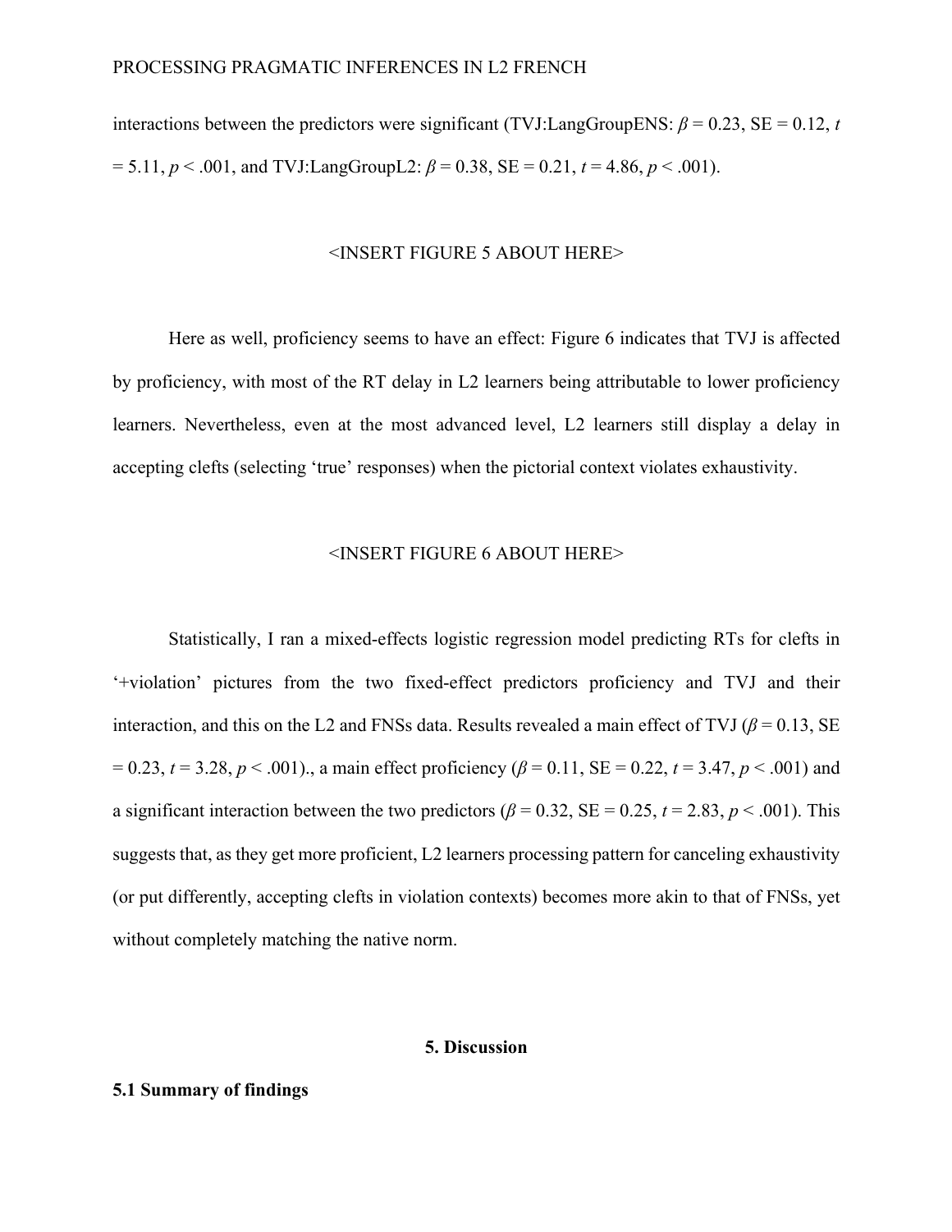interactions between the predictors were significant (TVJ:LangGroupENS: $\beta = 0.23$, SE = 0.12, $t = 5.11$, $p < .001$, and TVJ:LangGroupL2: $\beta = 0.38$, SE = 0.21, $t = 4.86$, $p < .001$).

<INSERT FIGURE 5 ABOUT HERE>

Here as well, proficiency seems to have an effect: Figure 6 indicates that TVJ is affected by proficiency, with most of the RT delay in L2 learners being attributable to lower proficiency learners. Nevertheless, even at the most advanced level, L2 learners still display a delay in accepting clefts (selecting 'true' responses) when the pictorial context violates exhaustivity.

<INSERT FIGURE 6 ABOUT HERE>

Statistically, I ran a mixed-effects logistic regression model predicting RTs for clefts in '+violation' pictures from the two fixed-effect predictors proficiency and TVJ and their interaction, and this on the L2 and FNSs data. Results revealed a main effect of TVJ ($\beta = 0.13$, SE = 0.23, $t = 3.28$, $p < .001$)., a main effect proficiency ($\beta = 0.11$, SE = 0.22, $t = 3.47$, $p < .001$) and a significant interaction between the two predictors ($\beta = 0.32$, SE = 0.25, $t = 2.83$, $p < .001$). This suggests that, as they get more proficient, L2 learners processing pattern for canceling exhaustivity (or put differently, accepting clefts in violation contexts) becomes more akin to that of FNSs, yet without completely matching the native norm.

## 5. Discussion

### 5.1 Summary of findings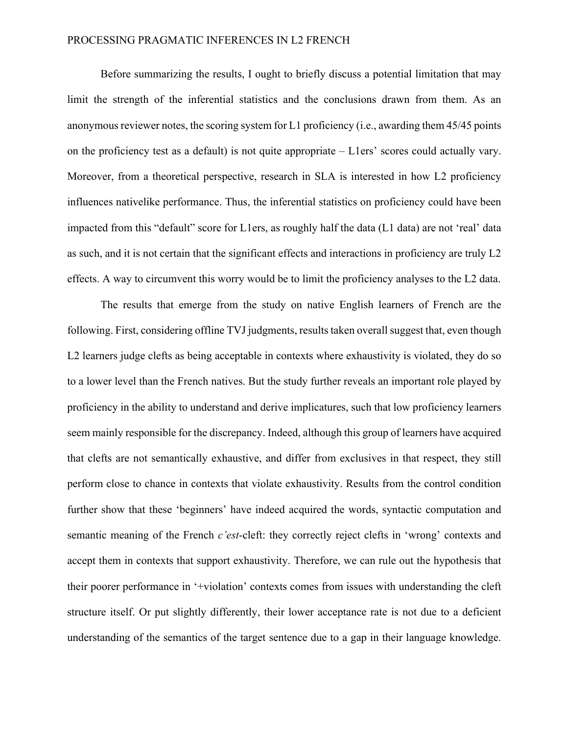Before summarizing the results, I ought to briefly discuss a potential limitation that may limit the strength of the inferential statistics and the conclusions drawn from them. As an anonymous reviewer notes, the scoring system for L1 proficiency (i.e., awarding them 45/45 points on the proficiency test as a default) is not quite appropriate – L1ers' scores could actually vary. Moreover, from a theoretical perspective, research in SLA is interested in how L2 proficiency influences nativelike performance. Thus, the inferential statistics on proficiency could have been impacted from this "default" score for L1ers, as roughly half the data (L1 data) are not 'real' data as such, and it is not certain that the significant effects and interactions in proficiency are truly L2 effects. A way to circumvent this worry would be to limit the proficiency analyses to the L2 data.

The results that emerge from the study on native English learners of French are the following. First, considering offline TVJ judgments, results taken overall suggest that, even though L2 learners judge clefts as being acceptable in contexts where exhaustivity is violated, they do so to a lower level than the French natives. But the study further reveals an important role played by proficiency in the ability to understand and derive implicatures, such that low proficiency learners seem mainly responsible for the discrepancy. Indeed, although this group of learners have acquired that clefts are not semantically exhaustive, and differ from exclusives in that respect, they still perform close to chance in contexts that violate exhaustivity. Results from the control condition further show that these 'beginners' have indeed acquired the words, syntactic computation and semantic meaning of the French *c'est*-cleft: they correctly reject clefts in 'wrong' contexts and accept them in contexts that support exhaustivity. Therefore, we can rule out the hypothesis that their poorer performance in '+violation' contexts comes from issues with understanding the cleft structure itself. Or put slightly differently, their lower acceptance rate is not due to a deficient understanding of the semantics of the target sentence due to a gap in their language knowledge.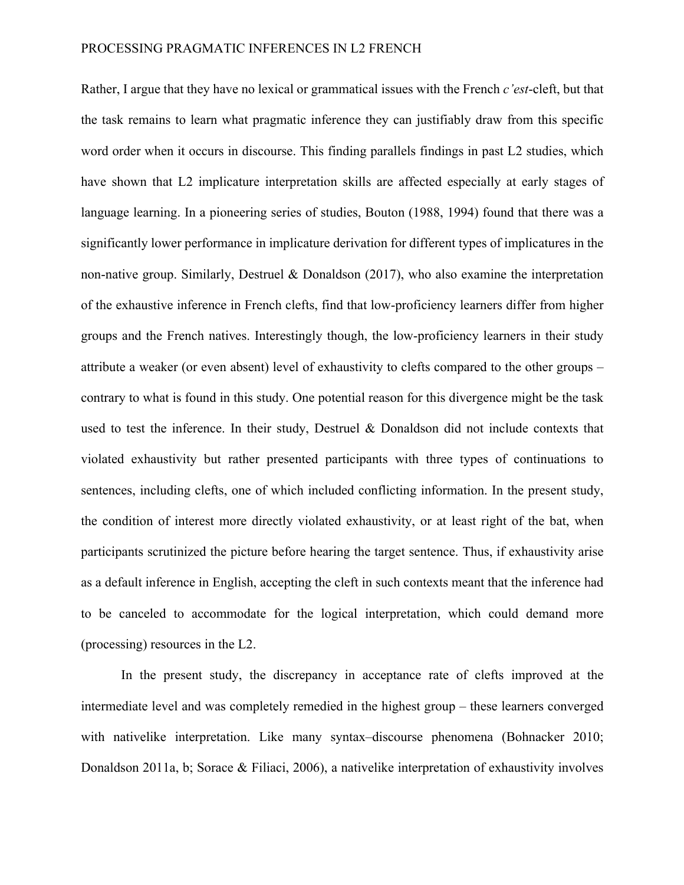Rather, I argue that they have no lexical or grammatical issues with the French *c'est*-cleft, but that the task remains to learn what pragmatic inference they can justifiably draw from this specific word order when it occurs in discourse. This finding parallels findings in past L2 studies, which have shown that L2 implicature interpretation skills are affected especially at early stages of language learning. In a pioneering series of studies, Bouton (1988, 1994) found that there was a significantly lower performance in implicature derivation for different types of implicatures in the non-native group. Similarly, Destruel & Donaldson (2017), who also examine the interpretation of the exhaustive inference in French clefts, find that low-proficiency learners differ from higher groups and the French natives. Interestingly though, the low-proficiency learners in their study attribute a weaker (or even absent) level of exhaustivity to clefts compared to the other groups – contrary to what is found in this study. One potential reason for this divergence might be the task used to test the inference. In their study, Destruel & Donaldson did not include contexts that violated exhaustivity but rather presented participants with three types of continuations to sentences, including clefts, one of which included conflicting information. In the present study, the condition of interest more directly violated exhaustivity, or at least right of the bat, when participants scrutinized the picture before hearing the target sentence. Thus, if exhaustivity arise as a default inference in English, accepting the cleft in such contexts meant that the inference had to be canceled to accommodate for the logical interpretation, which could demand more (processing) resources in the L2.

In the present study, the discrepancy in acceptance rate of clefts improved at the intermediate level and was completely remedied in the highest group – these learners converged with nativelike interpretation. Like many syntax–discourse phenomena (Bohnacker 2010; Donaldson 2011a, b; Sorace & Filiaci, 2006), a nativelike interpretation of exhaustivity involves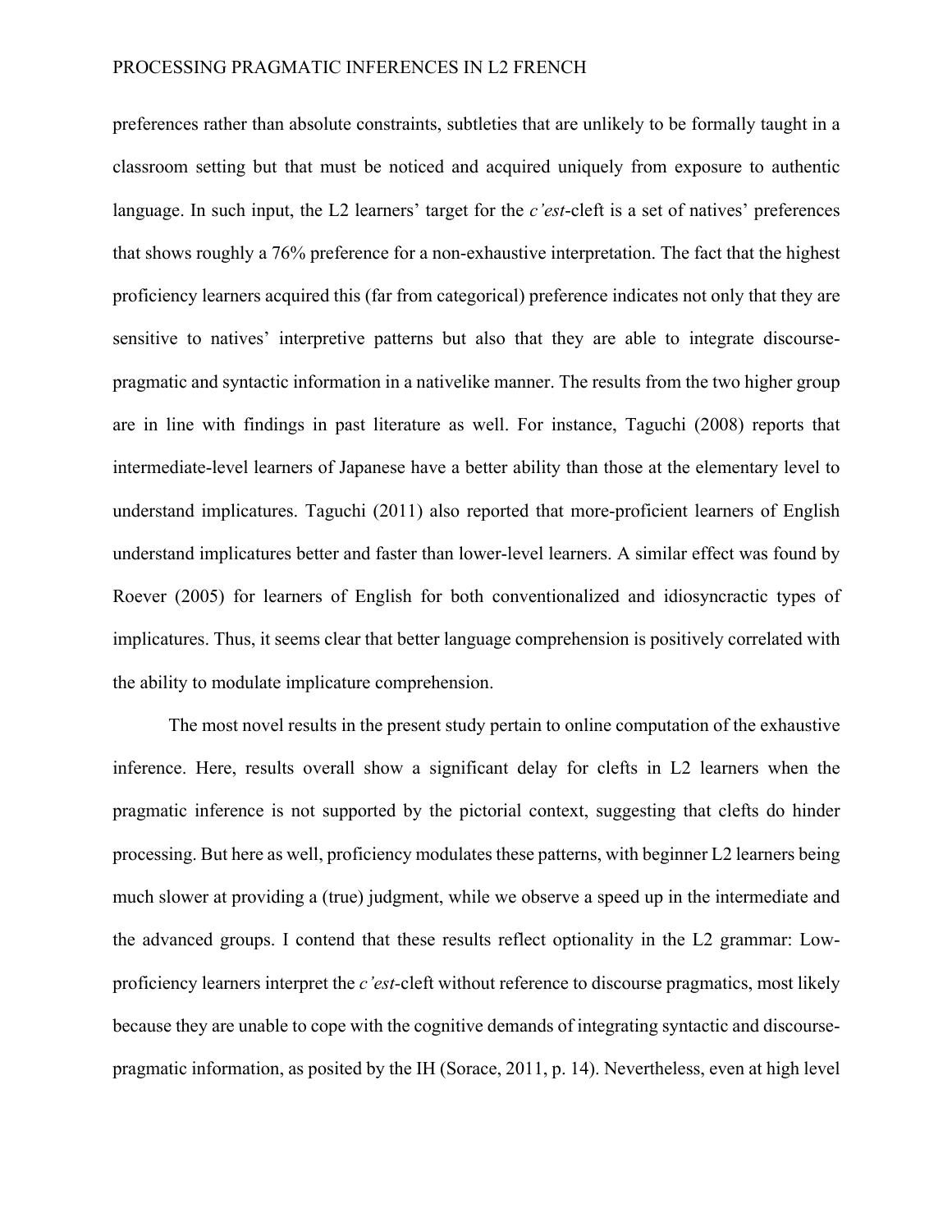preferences rather than absolute constraints, subtleties that are unlikely to be formally taught in a classroom setting but that must be noticed and acquired uniquely from exposure to authentic language. In such input, the L2 learners' target for the *c'est*-cleft is a set of natives' preferences that shows roughly a 76% preference for a non-exhaustive interpretation. The fact that the highest proficiency learners acquired this (far from categorical) preference indicates not only that they are sensitive to natives' interpretive patterns but also that they are able to integrate discourse-pragmatic and syntactic information in a nativelike manner. The results from the two higher group are in line with findings in past literature as well. For instance, Taguchi (2008) reports that intermediate-level learners of Japanese have a better ability than those at the elementary level to understand implicatures. Taguchi (2011) also reported that more-proficient learners of English understand implicatures better and faster than lower-level learners. A similar effect was found by Roever (2005) for learners of English for both conventionalized and idiosyncractic types of implicatures. Thus, it seems clear that better language comprehension is positively correlated with the ability to modulate implicature comprehension.

The most novel results in the present study pertain to online computation of the exhaustive inference. Here, results overall show a significant delay for clefts in L2 learners when the pragmatic inference is not supported by the pictorial context, suggesting that clefts do hinder processing. But here as well, proficiency modulates these patterns, with beginner L2 learners being much slower at providing a (true) judgment, while we observe a speed up in the intermediate and the advanced groups. I contend that these results reflect optionality in the L2 grammar: Low-proficiency learners interpret the *c'est*-cleft without reference to discourse pragmatics, most likely because they are unable to cope with the cognitive demands of integrating syntactic and discourse-pragmatic information, as posited by the IH (Sorace, 2011, p. 14). Nevertheless, even at high level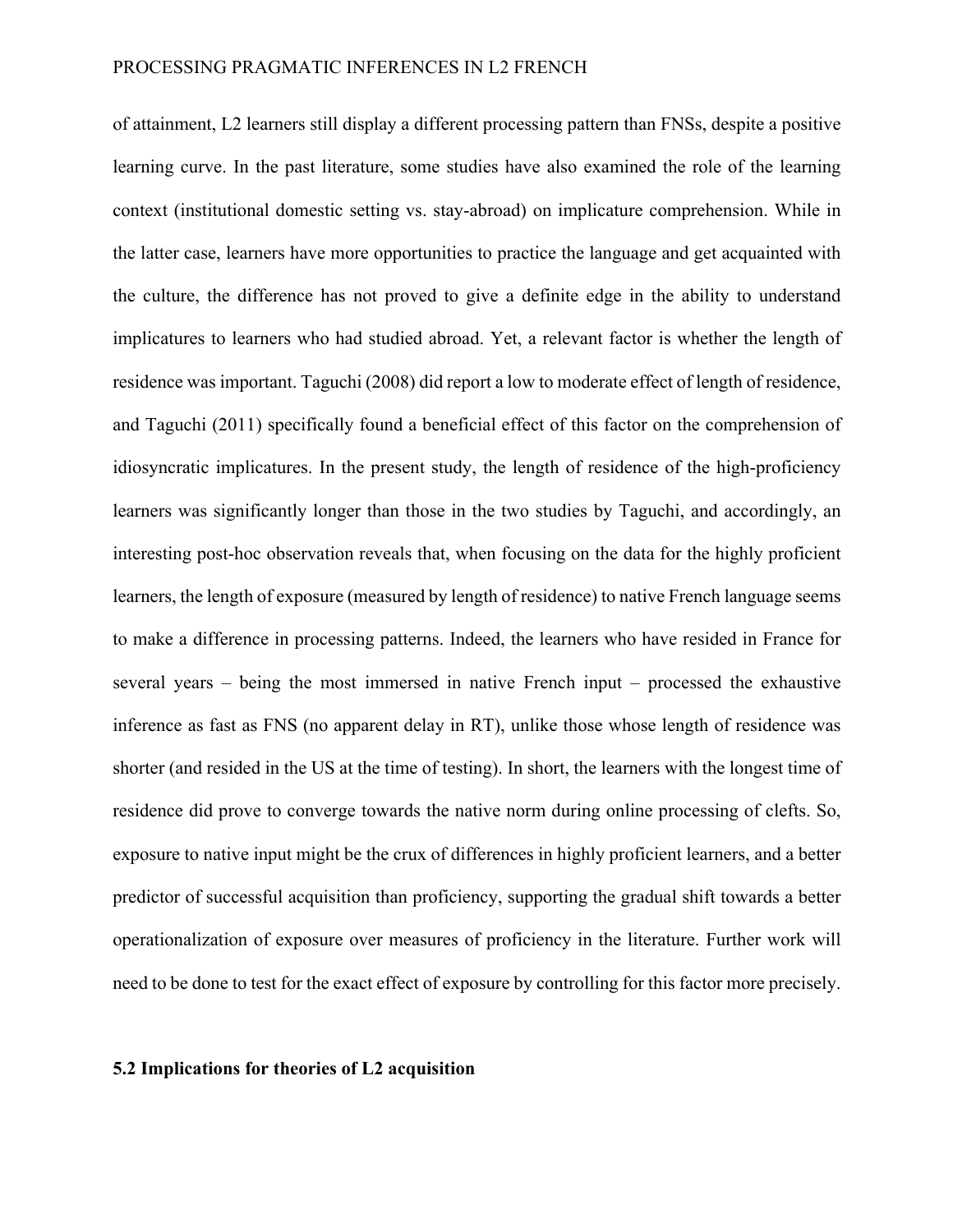of attainment, L2 learners still display a different processing pattern than FNSs, despite a positive learning curve. In the past literature, some studies have also examined the role of the learning context (institutional domestic setting vs. stay-abroad) on implicature comprehension. While in the latter case, learners have more opportunities to practice the language and get acquainted with the culture, the difference has not proved to give a definite edge in the ability to understand implicatures to learners who had studied abroad. Yet, a relevant factor is whether the length of residence was important. Taguchi (2008) did report a low to moderate effect of length of residence, and Taguchi (2011) specifically found a beneficial effect of this factor on the comprehension of idiosyncratic implicatures. In the present study, the length of residence of the high-proficiency learners was significantly longer than those in the two studies by Taguchi, and accordingly, an interesting post-hoc observation reveals that, when focusing on the data for the highly proficient learners, the length of exposure (measured by length of residence) to native French language seems to make a difference in processing patterns. Indeed, the learners who have resided in France for several years – being the most immersed in native French input – processed the exhaustive inference as fast as FNS (no apparent delay in RT), unlike those whose length of residence was shorter (and resided in the US at the time of testing). In short, the learners with the longest time of residence did prove to converge towards the native norm during online processing of clefts. So, exposure to native input might be the crux of differences in highly proficient learners, and a better predictor of successful acquisition than proficiency, supporting the gradual shift towards a better operationalization of exposure over measures of proficiency in the literature. Further work will need to be done to test for the exact effect of exposure by controlling for this factor more precisely.

## 5.2 Implications for theories of L2 acquisition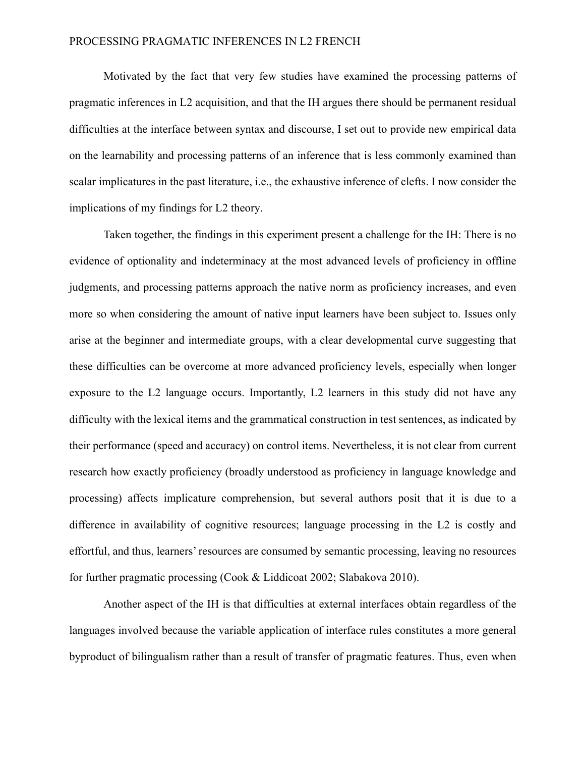Motivated by the fact that very few studies have examined the processing patterns of pragmatic inferences in L2 acquisition, and that the IH argues there should be permanent residual difficulties at the interface between syntax and discourse, I set out to provide new empirical data on the learnability and processing patterns of an inference that is less commonly examined than scalar implicatures in the past literature, i.e., the exhaustive inference of clefts. I now consider the implications of my findings for L2 theory.

Taken together, the findings in this experiment present a challenge for the IH: There is no evidence of optionality and indeterminacy at the most advanced levels of proficiency in offline judgments, and processing patterns approach the native norm as proficiency increases, and even more so when considering the amount of native input learners have been subject to. Issues only arise at the beginner and intermediate groups, with a clear developmental curve suggesting that these difficulties can be overcome at more advanced proficiency levels, especially when longer exposure to the L2 language occurs. Importantly, L2 learners in this study did not have any difficulty with the lexical items and the grammatical construction in test sentences, as indicated by their performance (speed and accuracy) on control items. Nevertheless, it is not clear from current research how exactly proficiency (broadly understood as proficiency in language knowledge and processing) affects implicature comprehension, but several authors posit that it is due to a difference in availability of cognitive resources; language processing in the L2 is costly and effortful, and thus, learners' resources are consumed by semantic processing, leaving no resources for further pragmatic processing (Cook & Liddicoat 2002; Slabakova 2010).

Another aspect of the IH is that difficulties at external interfaces obtain regardless of the languages involved because the variable application of interface rules constitutes a more general byproduct of bilingualism rather than a result of transfer of pragmatic features. Thus, even when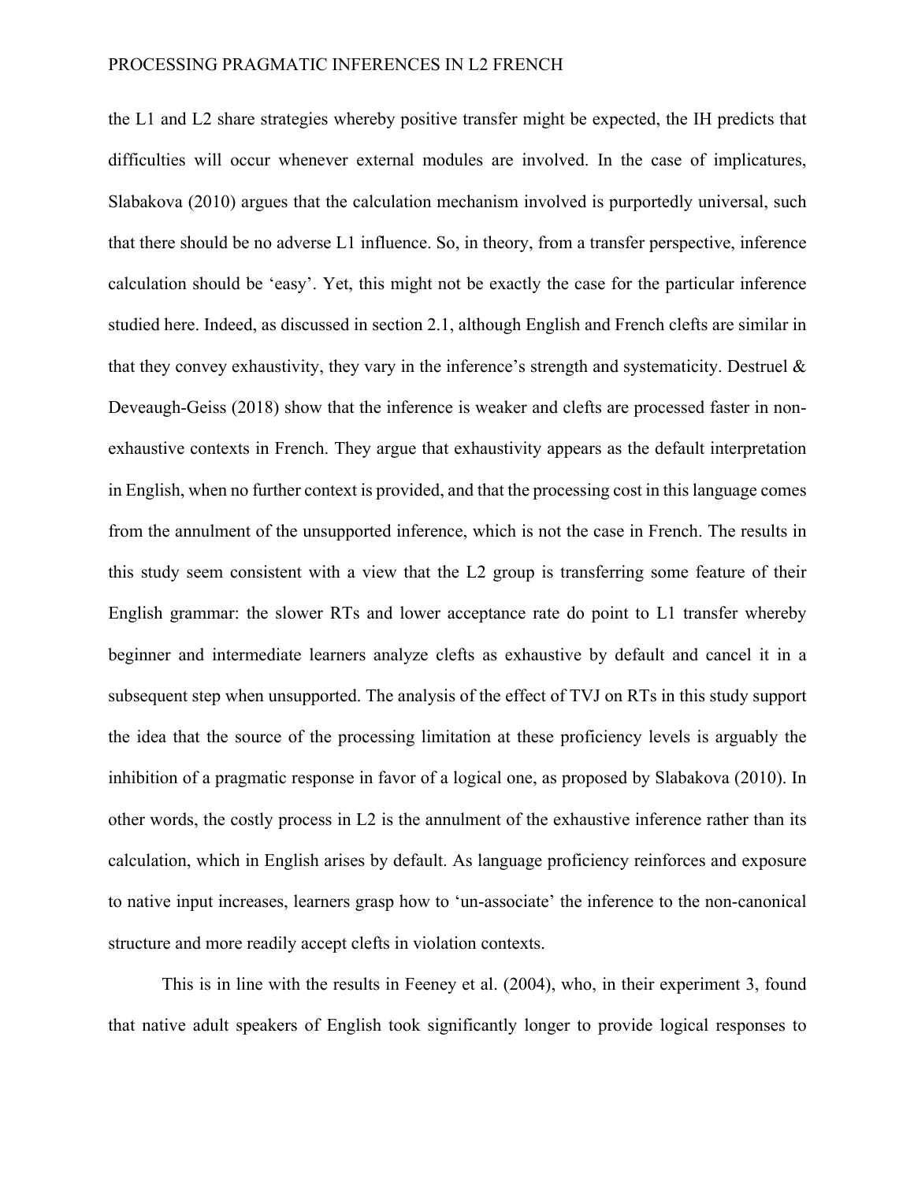the L1 and L2 share strategies whereby positive transfer might be expected, the IH predicts that difficulties will occur whenever external modules are involved. In the case of implicatures, Slabakova (2010) argues that the calculation mechanism involved is purportedly universal, such that there should be no adverse L1 influence. So, in theory, from a transfer perspective, inference calculation should be 'easy'. Yet, this might not be exactly the case for the particular inference studied here. Indeed, as discussed in section 2.1, although English and French clefts are similar in that they convey exhaustivity, they vary in the inference's strength and systematicity. Destruel & Deveaugh-Geiss (2018) show that the inference is weaker and clefts are processed faster in non-exhaustive contexts in French. They argue that exhaustivity appears as the default interpretation in English, when no further context is provided, and that the processing cost in this language comes from the annulment of the unsupported inference, which is not the case in French. The results in this study seem consistent with a view that the L2 group is transferring some feature of their English grammar: the slower RTs and lower acceptance rate do point to L1 transfer whereby beginner and intermediate learners analyze clefts as exhaustive by default and cancel it in a subsequent step when unsupported. The analysis of the effect of TVJ on RTs in this study support the idea that the source of the processing limitation at these proficiency levels is arguably the inhibition of a pragmatic response in favor of a logical one, as proposed by Slabakova (2010). In other words, the costly process in L2 is the annulment of the exhaustive inference rather than its calculation, which in English arises by default. As language proficiency reinforces and exposure to native input increases, learners grasp how to 'un-associate' the inference to the non-canonical structure and more readily accept clefts in violation contexts.

This is in line with the results in Feeney et al. (2004), who, in their experiment 3, found that native adult speakers of English took significantly longer to provide logical responses to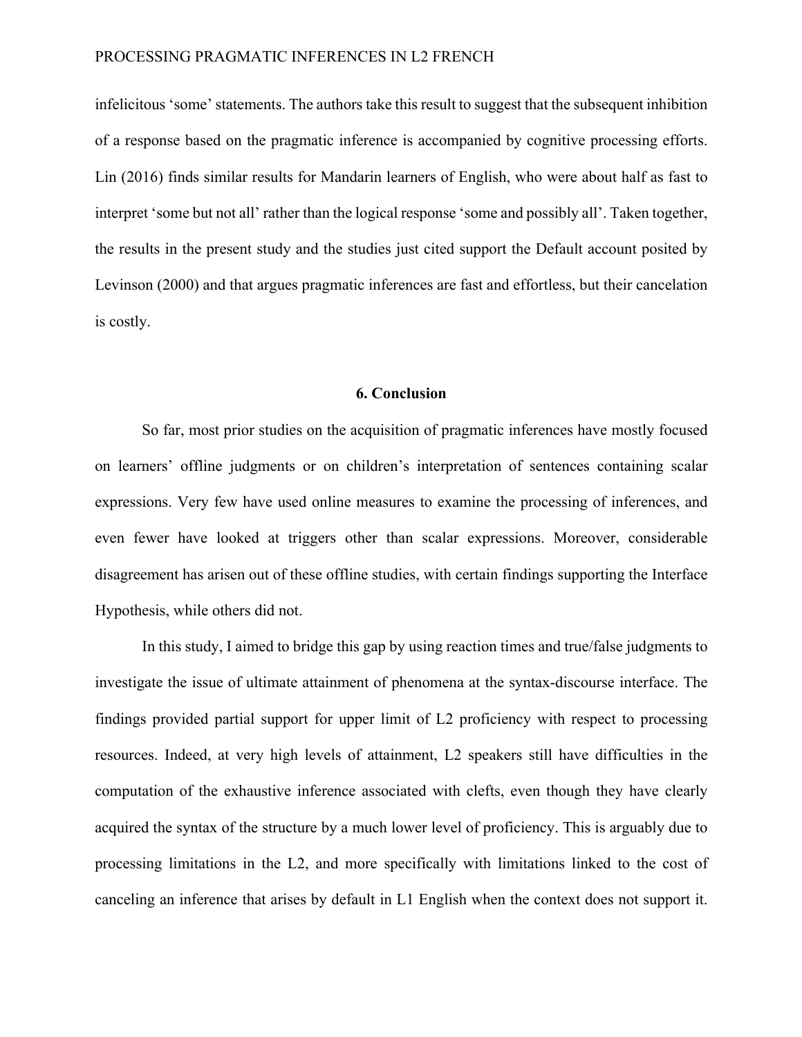infelicitous ‘some’ statements. The authors take this result to suggest that the subsequent inhibition of a response based on the pragmatic inference is accompanied by cognitive processing efforts. Lin (2016) finds similar results for Mandarin learners of English, who were about half as fast to interpret ‘some but not all’ rather than the logical response ‘some and possibly all’. Taken together, the results in the present study and the studies just cited support the Default account posited by Levinson (2000) and that argues pragmatic inferences are fast and effortless, but their cancelation is costly.

## 6. Conclusion

So far, most prior studies on the acquisition of pragmatic inferences have mostly focused on learners’ offline judgments or on children’s interpretation of sentences containing scalar expressions. Very few have used online measures to examine the processing of inferences, and even fewer have looked at triggers other than scalar expressions. Moreover, considerable disagreement has arisen out of these offline studies, with certain findings supporting the Interface Hypothesis, while others did not.

In this study, I aimed to bridge this gap by using reaction times and true/false judgments to investigate the issue of ultimate attainment of phenomena at the syntax-discourse interface. The findings provided partial support for upper limit of L2 proficiency with respect to processing resources. Indeed, at very high levels of attainment, L2 speakers still have difficulties in the computation of the exhaustive inference associated with clefts, even though they have clearly acquired the syntax of the structure by a much lower level of proficiency. This is arguably due to processing limitations in the L2, and more specifically with limitations linked to the cost of canceling an inference that arises by default in L1 English when the context does not support it.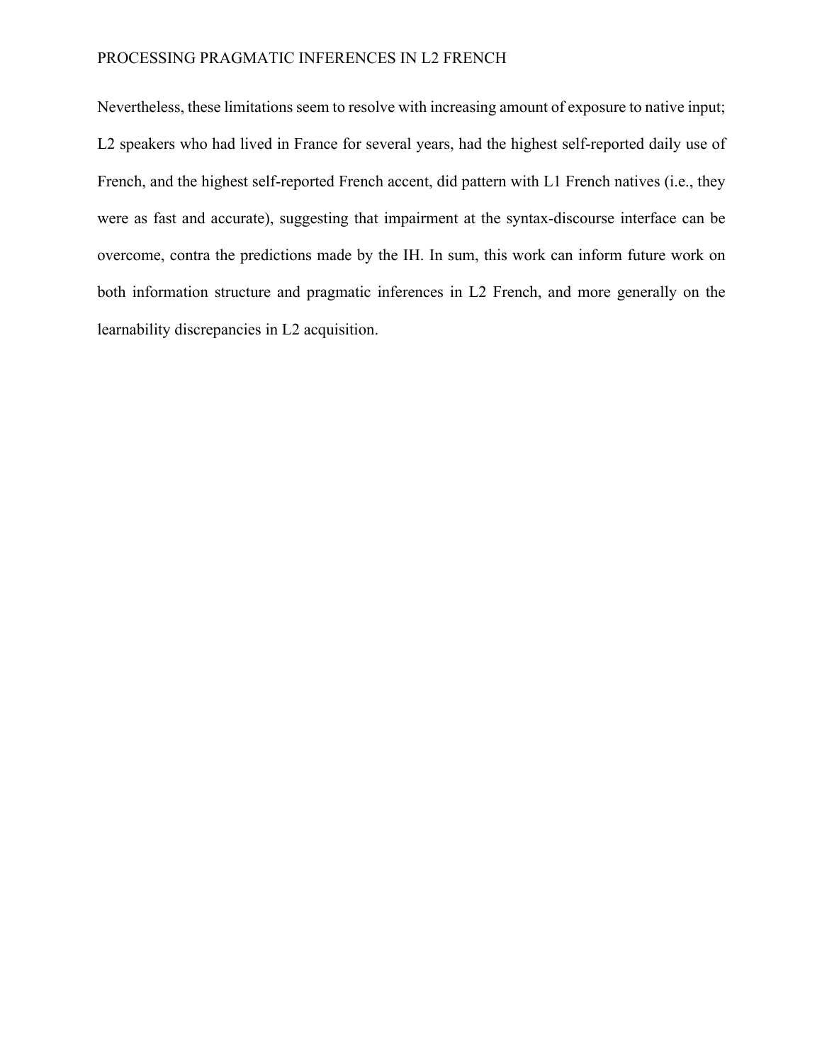Nevertheless, these limitations seem to resolve with increasing amount of exposure to native input; L2 speakers who had lived in France for several years, had the highest self-reported daily use of French, and the highest self-reported French accent, did pattern with L1 French natives (i.e., they were as fast and accurate), suggesting that impairment at the syntax-discourse interface can be overcome, contra the predictions made by the IH. In sum, this work can inform future work on both information structure and pragmatic inferences in L2 French, and more generally on the learnability discrepancies in L2 acquisition.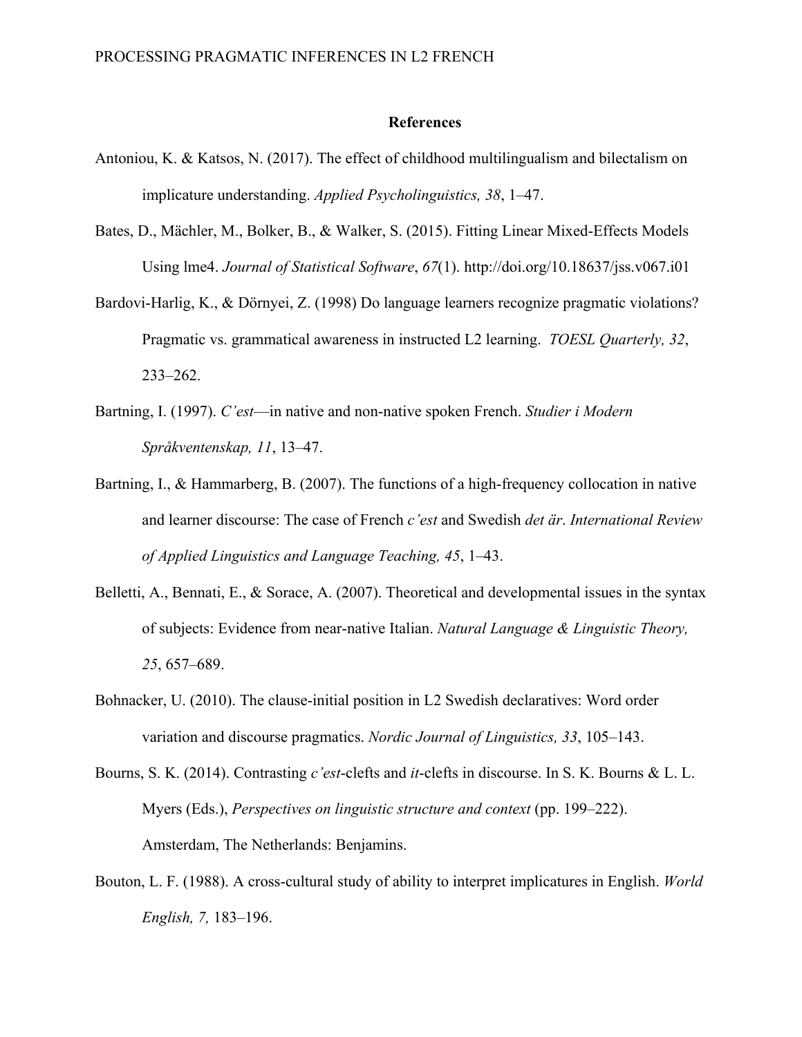## References

Antoniou, K. & Katsos, N. (2017). The effect of childhood multilingualism and bilectalism on implicature understanding. *Applied Psycholinguistics, 38*, 1–47.

Bates, D., Mächler, M., Bolker, B., & Walker, S. (2015). Fitting Linear Mixed-Effects Models Using lme4. *Journal of Statistical Software*, *67*(1). http://doi.org/10.18637/jss.v067.i01

Bardovi-Harlig, K., & Dörnyei, Z. (1998) Do language learners recognize pragmatic violations? Pragmatic vs. grammatical awareness in instructed L2 learning. *TOESL Quarterly, 32*, 233–262.

Bartning, I. (1997). *C'est*—in native and non-native spoken French. *Studier i Modern Språkventenskap, 11*, 13–47.

Bartning, I., & Hammarberg, B. (2007). The functions of a high-frequency collocation in native and learner discourse: The case of French *c'est* and Swedish *det är*. *International Review of Applied Linguistics and Language Teaching, 45*, 1–43.

Belletti, A., Bennati, E., & Sorace, A. (2007). Theoretical and developmental issues in the syntax of subjects: Evidence from near-native Italian. *Natural Language & Linguistic Theory, 25*, 657–689.

Bohnacker, U. (2010). The clause-initial position in L2 Swedish declaratives: Word order variation and discourse pragmatics. *Nordic Journal of Linguistics, 33*, 105–143.

Bourns, S. K. (2014). Contrasting *c'est*-clefts and *it*-clefts in discourse. In S. K. Bourns & L. L. Myers (Eds.), *Perspectives on linguistic structure and context* (pp. 199–222). Amsterdam, The Netherlands: Benjamins.

Bouton, L. F. (1988). A cross-cultural study of ability to interpret implicatures in English. *World English, 7,* 183–196.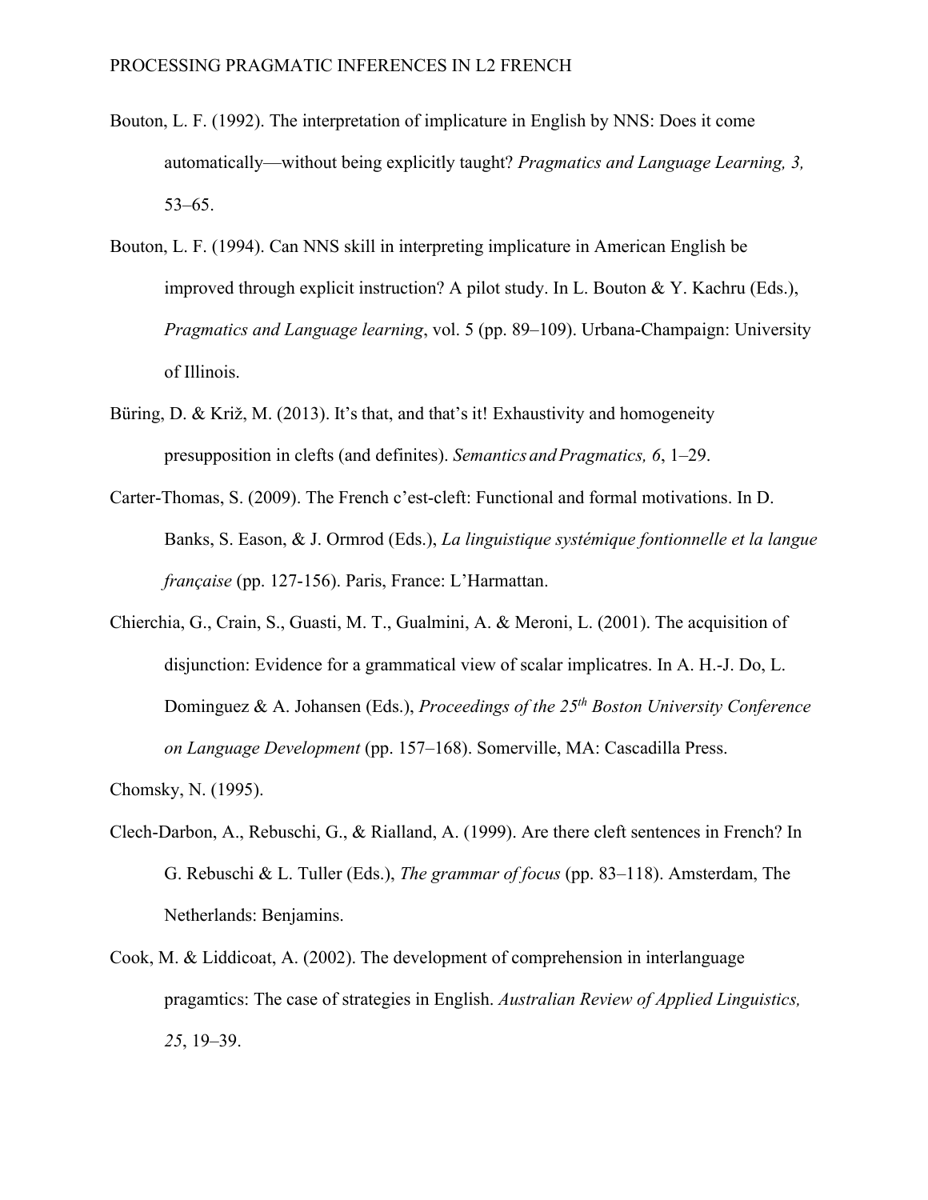Bouton, L. F. (1992). The interpretation of implicature in English by NNS: Does it come automatically—without being explicitly taught? *Pragmatics and Language Learning, 3,* 53–65.

Bouton, L. F. (1994). Can NNS skill in interpreting implicature in American English be improved through explicit instruction? A pilot study. In L. Bouton & Y. Kachru (Eds.), *Pragmatics and Language learning*, vol. 5 (pp. 89–109). Urbana-Champaign: University of Illinois.

Büring, D. & Križ, M. (2013). It's that, and that's it! Exhaustivity and homogeneity presupposition in clefts (and definites). *Semantics and Pragmatics, 6*, 1–29.

Carter-Thomas, S. (2009). The French c'est-cleft: Functional and formal motivations. In D. Banks, S. Eason, & J. Ormrod (Eds.), *La linguistique systémique fontionnelle et la langue française* (pp. 127-156). Paris, France: L'Harmattan.

Chierchia, G., Crain, S., Guasti, M. T., Gualmini, A. & Meroni, L. (2001). The acquisition of disjunction: Evidence for a grammatical view of scalar implicatres. In A. H.-J. Do, L. Dominguez & A. Johansen (Eds.), *Proceedings of the 25th Boston University Conference on Language Development* (pp. 157–168). Somerville, MA: Cascadilla Press.

Chomsky, N. (1995).

Clech-Darbon, A., Rebuschi, G., & Rialland, A. (1999). Are there cleft sentences in French? In G. Rebuschi & L. Tuller (Eds.), *The grammar of focus* (pp. 83–118). Amsterdam, The Netherlands: Benjamins.

Cook, M. & Liddicoat, A. (2002). The development of comprehension in interlanguage pragamtics: The case of strategies in English. *Australian Review of Applied Linguistics, 25*, 19–39.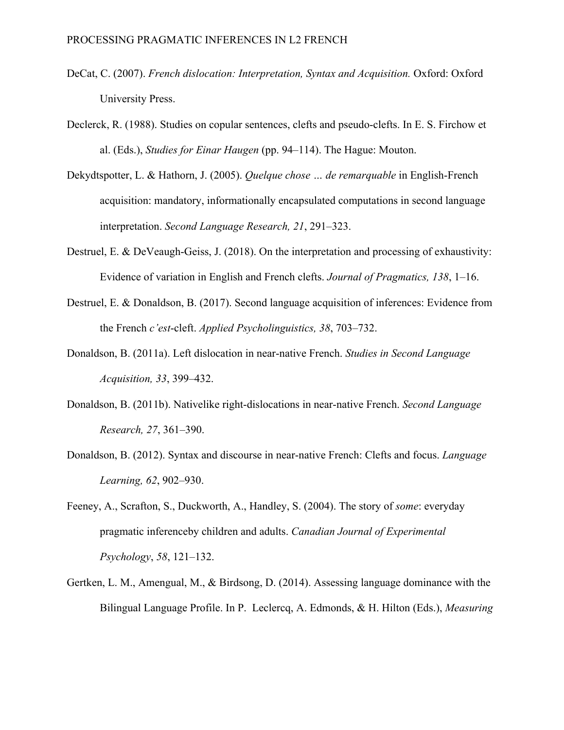DeCat, C. (2007). *French dislocation: Interpretation, Syntax and Acquisition.* Oxford: Oxford University Press.

Declerck, R. (1988). Studies on copular sentences, clefts and pseudo-clefts. In E. S. Firchow et al. (Eds.), *Studies for Einar Haugen* (pp. 94–114). The Hague: Mouton.

Dekydtspotter, L. & Hathorn, J. (2005). *Quelque chose … de remarquable* in English-French acquisition: mandatory, informationally encapsulated computations in second language interpretation. *Second Language Research, 21*, 291–323.

Destruel, E. & DeVeaugh-Geiss, J. (2018). On the interpretation and processing of exhaustivity: Evidence of variation in English and French clefts. *Journal of Pragmatics, 138*, 1–16.

Destruel, E. & Donaldson, B. (2017). Second language acquisition of inferences: Evidence from the French *c'est*-cleft. *Applied Psycholinguistics, 38*, 703–732.

Donaldson, B. (2011a). Left dislocation in near-native French. *Studies in Second Language Acquisition, 33*, 399–432.

Donaldson, B. (2011b). Nativelike right-dislocations in near-native French. *Second Language Research, 27*, 361–390.

Donaldson, B. (2012). Syntax and discourse in near-native French: Clefts and focus. *Language Learning, 62*, 902–930.

Feeney, A., Scrafton, S., Duckworth, A., Handley, S. (2004). The story of *some*: everyday pragmatic inferenceby children and adults. *Canadian Journal of Experimental Psychology*, *58*, 121–132.

Gertken, L. M., Amengual, M., & Birdsong, D. (2014). Assessing language dominance with the Bilingual Language Profile. In P. Leclercq, A. Edmonds, & H. Hilton (Eds.), *Measuring*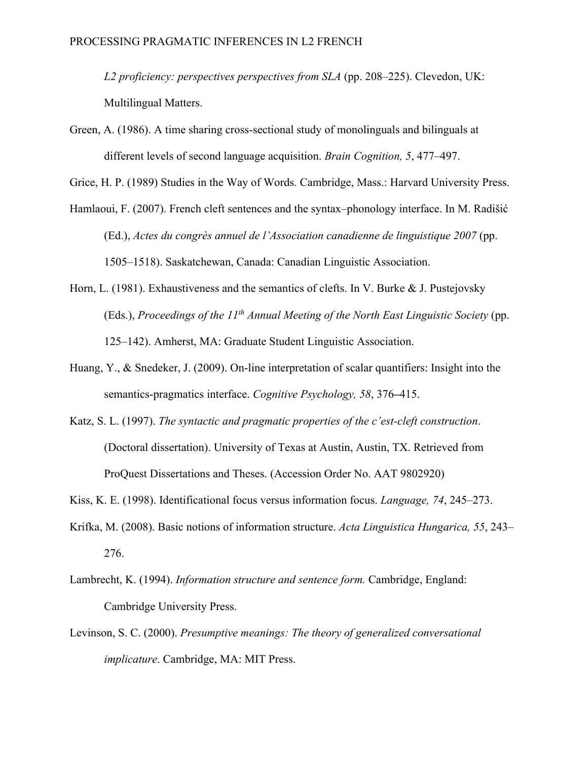*L2 proficiency: perspectives perspectives from SLA* (pp. 208–225). Clevedon, UK: Multilingual Matters.

Green, A. (1986). A time sharing cross-sectional study of monolinguals and bilinguals at different levels of second language acquisition. *Brain Cognition, 5*, 477–497.

Grice, H. P. (1989) Studies in the Way of Words. Cambridge, Mass.: Harvard University Press.

Hamlaoui, F. (2007). French cleft sentences and the syntax–phonology interface. In M. Radišić (Ed.), *Actes du congrès annuel de l'Association canadienne de linguistique 2007* (pp. 1505–1518). Saskatchewan, Canada: Canadian Linguistic Association.

Horn, L. (1981). Exhaustiveness and the semantics of clefts. In V. Burke & J. Pustejovsky (Eds.), *Proceedings of the 11th Annual Meeting of the North East Linguistic Society* (pp. 125–142). Amherst, MA: Graduate Student Linguistic Association.

Huang, Y., & Snedeker, J. (2009). On-line interpretation of scalar quantifiers: Insight into the semantics-pragmatics interface. *Cognitive Psychology, 58*, 376–415.

Katz, S. L. (1997). *The syntactic and pragmatic properties of the c'est-cleft construction*. (Doctoral dissertation). University of Texas at Austin, Austin, TX. Retrieved from ProQuest Dissertations and Theses. (Accession Order No. AAT 9802920)

Kiss, K. E. (1998). Identificational focus versus information focus. *Language, 74*, 245–273.

Krifka, M. (2008). Basic notions of information structure. *Acta Linguistica Hungarica, 55*, 243–276.

Lambrecht, K. (1994). *Information structure and sentence form.* Cambridge, England: Cambridge University Press.

Levinson, S. C. (2000). *Presumptive meanings: The theory of generalized conversational implicature*. Cambridge, MA: MIT Press.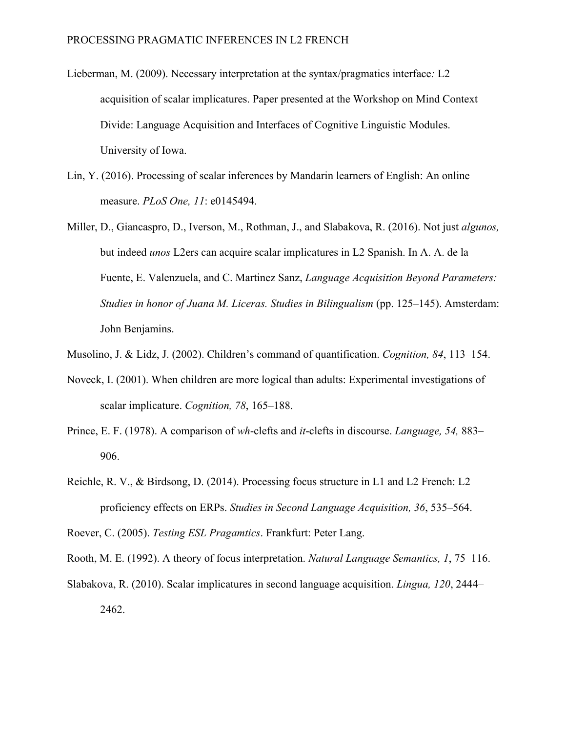Lieberman, M. (2009). Necessary interpretation at the syntax/pragmatics interface*:* L2 acquisition of scalar implicatures. Paper presented at the Workshop on Mind Context Divide: Language Acquisition and Interfaces of Cognitive Linguistic Modules. University of Iowa.

Lin, Y. (2016). Processing of scalar inferences by Mandarin learners of English: An online measure. *PLoS One, 11*: e0145494.

Miller, D., Giancaspro, D., Iverson, M., Rothman, J., and Slabakova, R. (2016). Not just *algunos,* but indeed *unos* L2ers can acquire scalar implicatures in L2 Spanish. In A. A. de la Fuente, E. Valenzuela, and C. Martinez Sanz, *Language Acquisition Beyond Parameters: Studies in honor of Juana M. Liceras. Studies in Bilingualism* (pp. 125–145). Amsterdam: John Benjamins.

Musolino, J. & Lidz, J. (2002). Children's command of quantification. *Cognition, 84*, 113–154.

Noveck, I. (2001). When children are more logical than adults: Experimental investigations of scalar implicature. *Cognition, 78*, 165–188.

Prince, E. F. (1978). A comparison of *wh*-clefts and *it*-clefts in discourse. *Language, 54,* 883–906.

Reichle, R. V., & Birdsong, D. (2014). Processing focus structure in L1 and L2 French: L2 proficiency effects on ERPs. *Studies in Second Language Acquisition, 36*, 535–564.

Roever, C. (2005). *Testing ESL Pragamtics*. Frankfurt: Peter Lang.

Rooth, M. E. (1992). A theory of focus interpretation. *Natural Language Semantics, 1*, 75–116.

Slabakova, R. (2010). Scalar implicatures in second language acquisition. *Lingua, 120*, 2444–2462.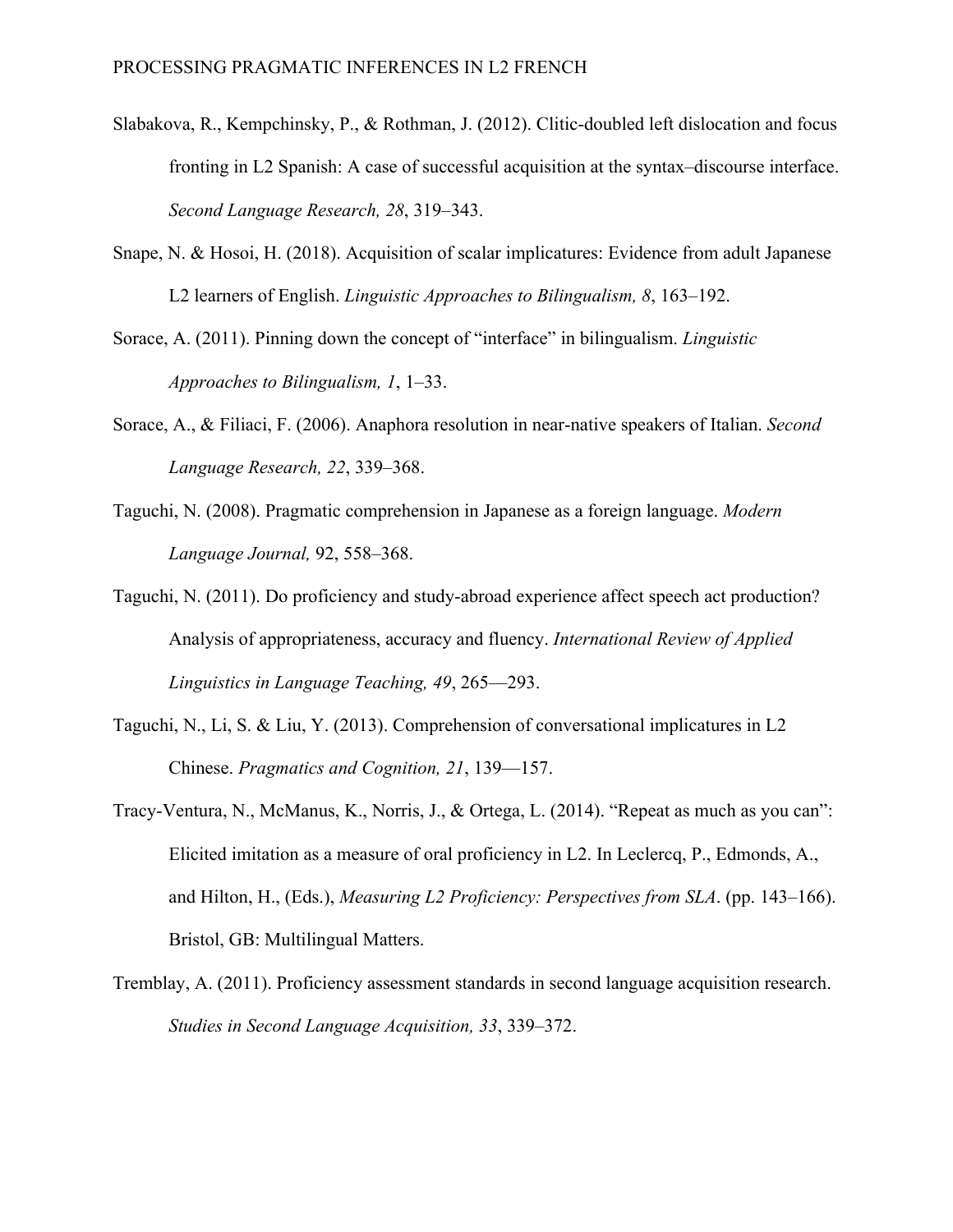Slabakova, R., Kempchinsky, P., & Rothman, J. (2012). Clitic-doubled left dislocation and focus fronting in L2 Spanish: A case of successful acquisition at the syntax–discourse interface. *Second Language Research, 28*, 319–343.

Snape, N. & Hosoi, H. (2018). Acquisition of scalar implicatures: Evidence from adult Japanese L2 learners of English. *Linguistic Approaches to Bilingualism, 8*, 163–192.

Sorace, A. (2011). Pinning down the concept of "interface" in bilingualism. *Linguistic Approaches to Bilingualism, 1*, 1–33.

Sorace, A., & Filiaci, F. (2006). Anaphora resolution in near-native speakers of Italian. *Second Language Research, 22*, 339–368.

Taguchi, N. (2008). Pragmatic comprehension in Japanese as a foreign language. *Modern Language Journal,* 92, 558–368.

Taguchi, N. (2011). Do proficiency and study-abroad experience affect speech act production? Analysis of appropriateness, accuracy and fluency. *International Review of Applied Linguistics in Language Teaching, 49*, 265—293.

Taguchi, N., Li, S. & Liu, Y. (2013). Comprehension of conversational implicatures in L2 Chinese. *Pragmatics and Cognition, 21*, 139—157.

Tracy-Ventura, N., McManus, K., Norris, J., & Ortega, L. (2014). "Repeat as much as you can": Elicited imitation as a measure of oral proficiency in L2. In Leclercq, P., Edmonds, A., and Hilton, H., (Eds.), *Measuring L2 Proficiency: Perspectives from SLA*. (pp. 143–166). Bristol, GB: Multilingual Matters.

Tremblay, A. (2011). Proficiency assessment standards in second language acquisition research. *Studies in Second Language Acquisition, 33*, 339–372.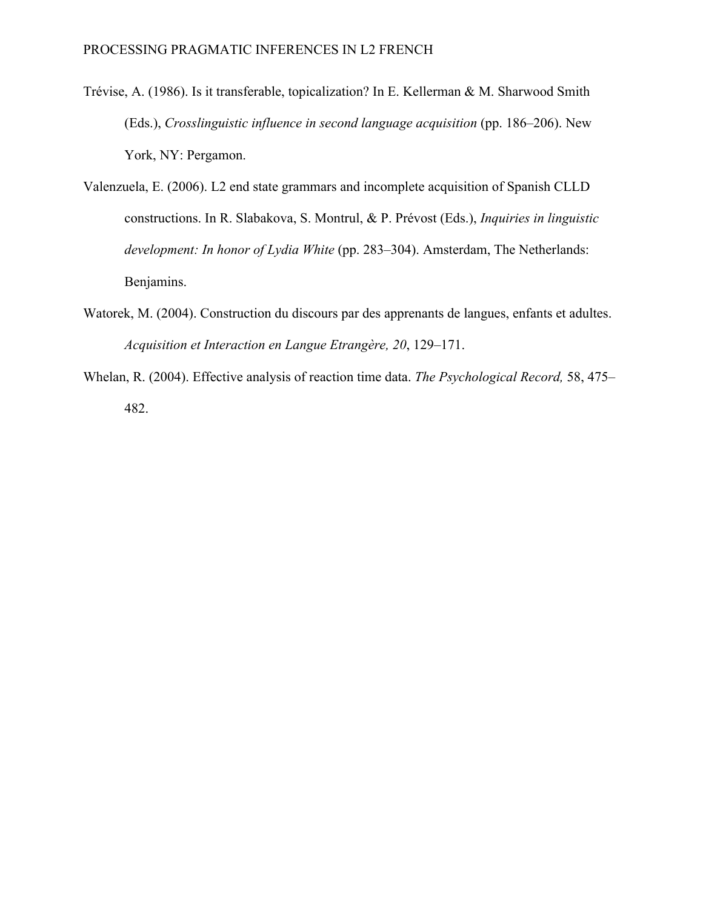Trévise, A. (1986). Is it transferable, topicalization? In E. Kellerman & M. Sharwood Smith (Eds.), *Crosslinguistic influence in second language acquisition* (pp. 186–206). New York, NY: Pergamon.

Valenzuela, E. (2006). L2 end state grammars and incomplete acquisition of Spanish CLLD constructions. In R. Slabakova, S. Montrul, & P. Prévost (Eds.), *Inquiries in linguistic development: In honor of Lydia White* (pp. 283–304). Amsterdam, The Netherlands: Benjamins.

Watorek, M. (2004). Construction du discours par des apprenants de langues, enfants et adultes. *Acquisition et Interaction en Langue Etrangère, 20*, 129–171.

Whelan, R. (2004). Effective analysis of reaction time data. *The Psychological Record,* 58, 475–482.